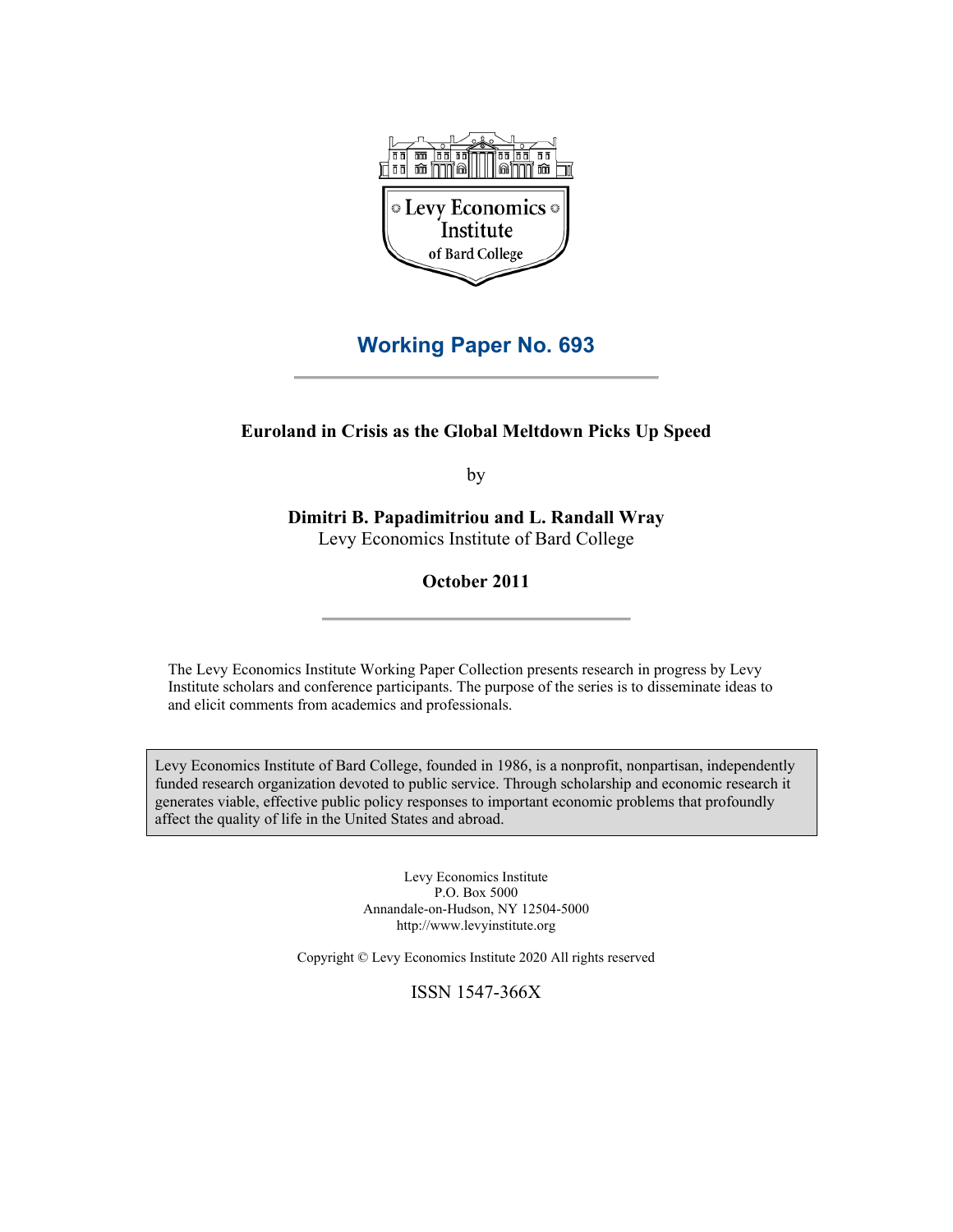Levy Economics Institute of Bard College

## Working Paper No. 693

# Euroland in Crisis as the Global Meltdown Picks Up Speed

by

**Dimitri B. Papadimitriou and L. Randall Wray**
Levy Economics Institute of Bard College

**October 2011**

The Levy Economics Institute Working Paper Collection presents research in progress by Levy Institute scholars and conference participants. The purpose of the series is to disseminate ideas to and elicit comments from academics and professionals.

Levy Economics Institute of Bard College, founded in 1986, is a nonprofit, nonpartisan, independently funded research organization devoted to public service. Through scholarship and economic research it generates viable, effective public policy responses to important economic problems that profoundly affect the quality of life in the United States and abroad.

Levy Economics Institute
P.O. Box 5000
Annandale-on-Hudson, NY 12504-5000
http://www.levyinstitute.org

Copyright © Levy Economics Institute 2020 All rights reserved

ISSN 1547-366X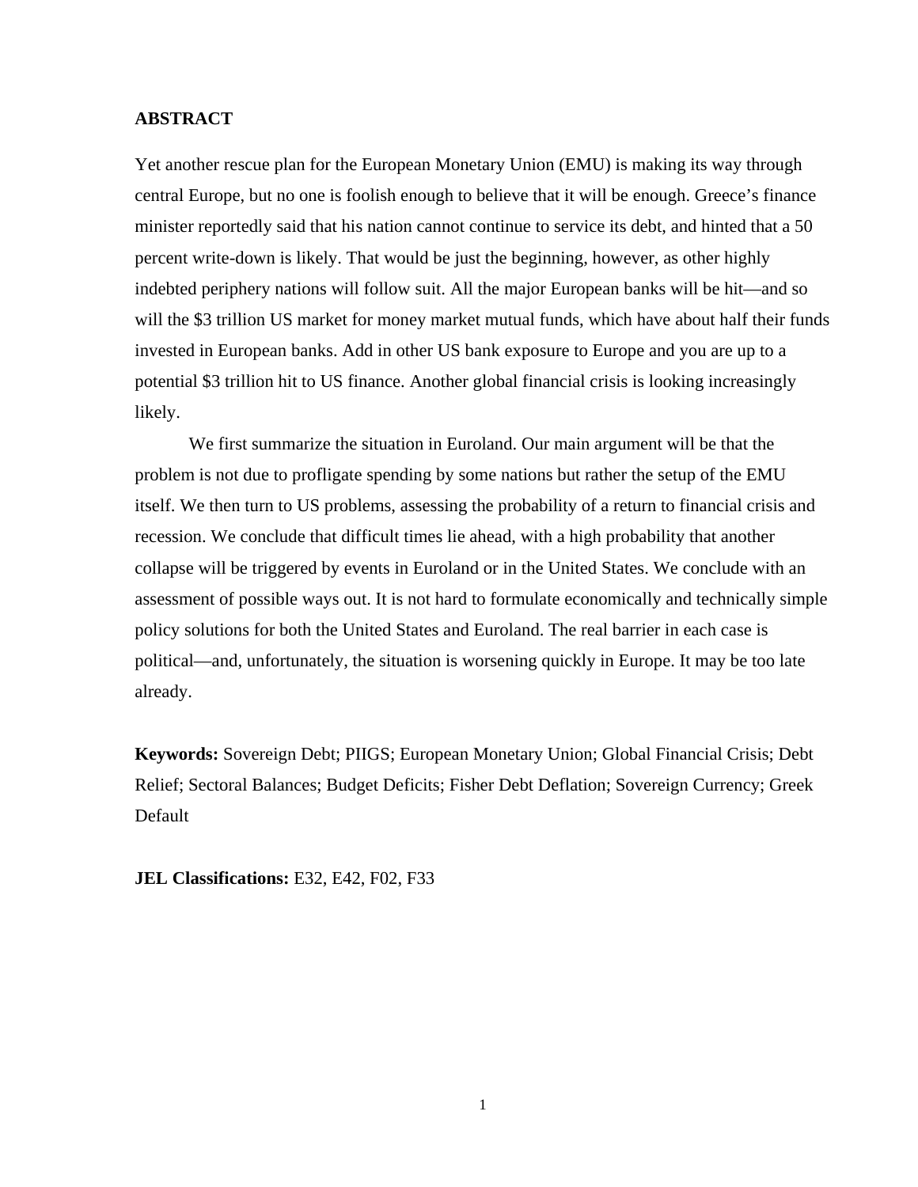## ABSTRACT

Yet another rescue plan for the European Monetary Union (EMU) is making its way through central Europe, but no one is foolish enough to believe that it will be enough. Greece's finance minister reportedly said that his nation cannot continue to service its debt, and hinted that a 50 percent write-down is likely. That would be just the beginning, however, as other highly indebted periphery nations will follow suit. All the major European banks will be hit—and so will the $3 trillion US market for money market mutual funds, which have about half their funds invested in European banks. Add in other US bank exposure to Europe and you are up to a potential $3 trillion hit to US finance. Another global financial crisis is looking increasingly likely.

We first summarize the situation in Euroland. Our main argument will be that the problem is not due to profligate spending by some nations but rather the setup of the EMU itself. We then turn to US problems, assessing the probability of a return to financial crisis and recession. We conclude that difficult times lie ahead, with a high probability that another collapse will be triggered by events in Euroland or in the United States. We conclude with an assessment of possible ways out. It is not hard to formulate economically and technically simple policy solutions for both the United States and Euroland. The real barrier in each case is political—and, unfortunately, the situation is worsening quickly in Europe. It may be too late already.

**Keywords:** Sovereign Debt; PIIGS; European Monetary Union; Global Financial Crisis; Debt Relief; Sectoral Balances; Budget Deficits; Fisher Debt Deflation; Sovereign Currency; Greek Default

**JEL Classifications:** E32, E42, F02, F33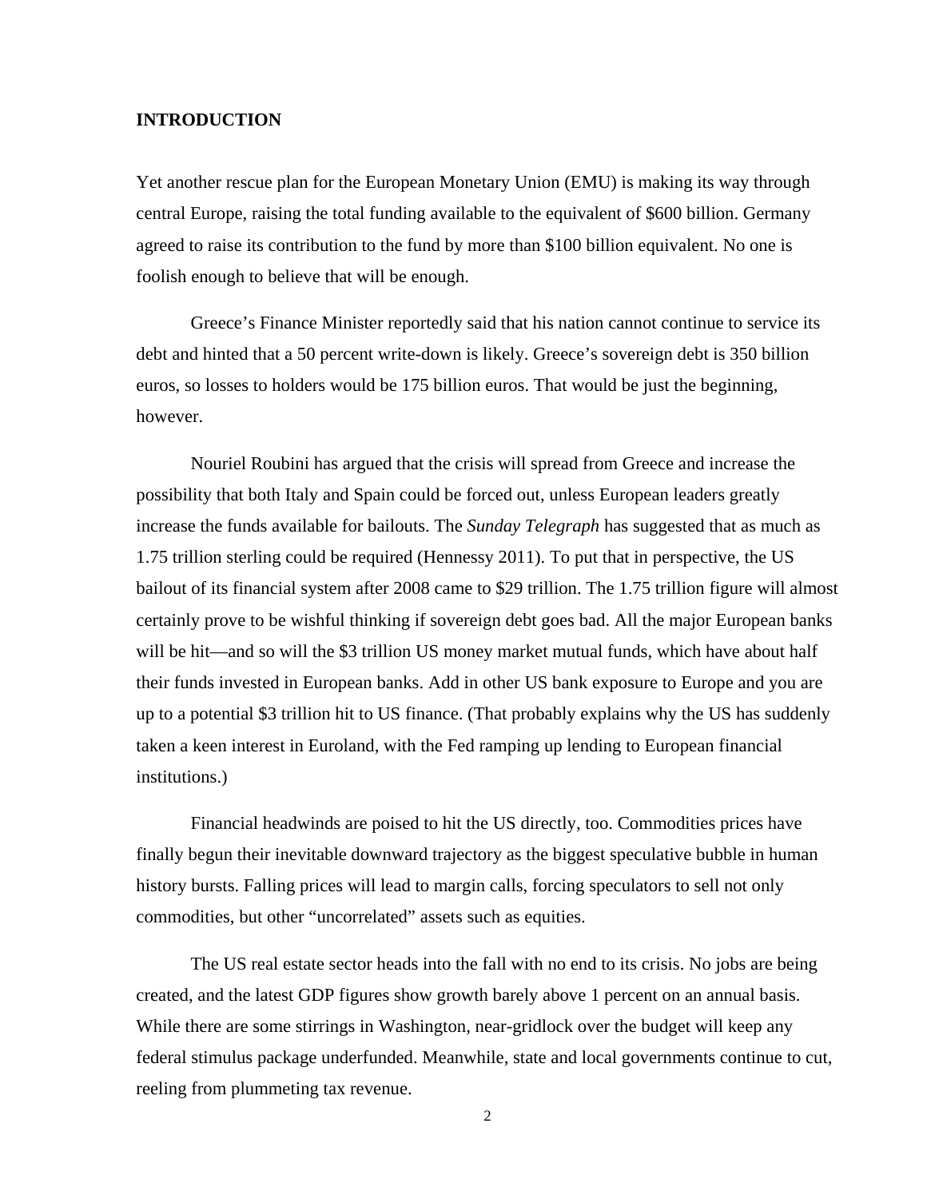## INTRODUCTION

Yet another rescue plan for the European Monetary Union (EMU) is making its way through central Europe, raising the total funding available to the equivalent of $600 billion. Germany agreed to raise its contribution to the fund by more than $100 billion equivalent. No one is foolish enough to believe that will be enough.

Greece's Finance Minister reportedly said that his nation cannot continue to service its debt and hinted that a 50 percent write-down is likely. Greece's sovereign debt is 350 billion euros, so losses to holders would be 175 billion euros. That would be just the beginning, however.

Nouriel Roubini has argued that the crisis will spread from Greece and increase the possibility that both Italy and Spain could be forced out, unless European leaders greatly increase the funds available for bailouts. The *Sunday Telegraph* has suggested that as much as 1.75 trillion sterling could be required (Hennessy 2011). To put that in perspective, the US bailout of its financial system after 2008 came to $29 trillion. The 1.75 trillion figure will almost certainly prove to be wishful thinking if sovereign debt goes bad. All the major European banks will be hit—and so will the $3 trillion US money market mutual funds, which have about half their funds invested in European banks. Add in other US bank exposure to Europe and you are up to a potential $3 trillion hit to US finance. (That probably explains why the US has suddenly taken a keen interest in Euroland, with the Fed ramping up lending to European financial institutions.)

Financial headwinds are poised to hit the US directly, too. Commodities prices have finally begun their inevitable downward trajectory as the biggest speculative bubble in human history bursts. Falling prices will lead to margin calls, forcing speculators to sell not only commodities, but other "uncorrelated" assets such as equities.

The US real estate sector heads into the fall with no end to its crisis. No jobs are being created, and the latest GDP figures show growth barely above 1 percent on an annual basis. While there are some stirrings in Washington, near-gridlock over the budget will keep any federal stimulus package underfunded. Meanwhile, state and local governments continue to cut, reeling from plummeting tax revenue.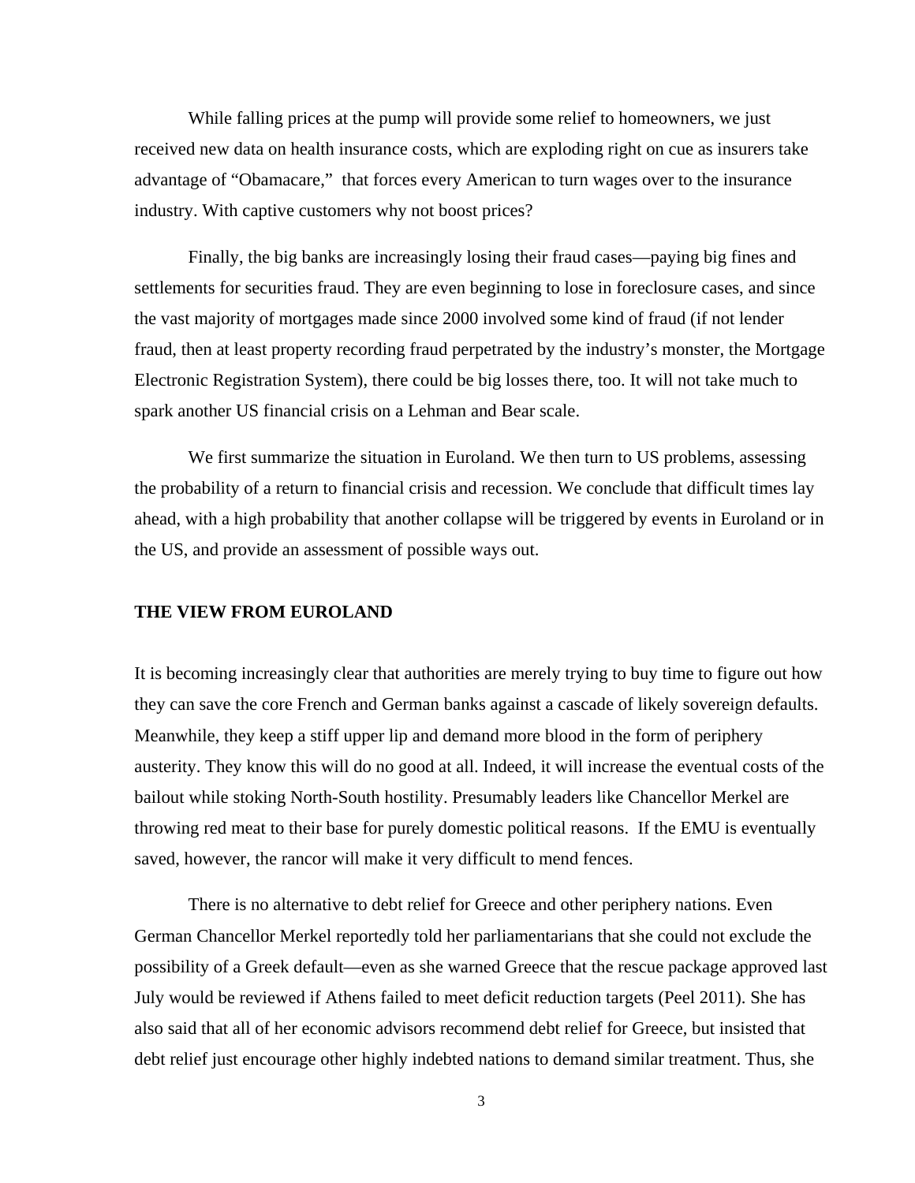While falling prices at the pump will provide some relief to homeowners, we just received new data on health insurance costs, which are exploding right on cue as insurers take advantage of "Obamacare," that forces every American to turn wages over to the insurance industry. With captive customers why not boost prices?

Finally, the big banks are increasingly losing their fraud cases—paying big fines and settlements for securities fraud. They are even beginning to lose in foreclosure cases, and since the vast majority of mortgages made since 2000 involved some kind of fraud (if not lender fraud, then at least property recording fraud perpetrated by the industry's monster, the Mortgage Electronic Registration System), there could be big losses there, too. It will not take much to spark another US financial crisis on a Lehman and Bear scale.

We first summarize the situation in Euroland. We then turn to US problems, assessing the probability of a return to financial crisis and recession. We conclude that difficult times lay ahead, with a high probability that another collapse will be triggered by events in Euroland or in the US, and provide an assessment of possible ways out.

## THE VIEW FROM EUROLAND

It is becoming increasingly clear that authorities are merely trying to buy time to figure out how they can save the core French and German banks against a cascade of likely sovereign defaults. Meanwhile, they keep a stiff upper lip and demand more blood in the form of periphery austerity. They know this will do no good at all. Indeed, it will increase the eventual costs of the bailout while stoking North-South hostility. Presumably leaders like Chancellor Merkel are throwing red meat to their base for purely domestic political reasons. If the EMU is eventually saved, however, the rancor will make it very difficult to mend fences.

There is no alternative to debt relief for Greece and other periphery nations. Even German Chancellor Merkel reportedly told her parliamentarians that she could not exclude the possibility of a Greek default—even as she warned Greece that the rescue package approved last July would be reviewed if Athens failed to meet deficit reduction targets (Peel 2011). She has also said that all of her economic advisors recommend debt relief for Greece, but insisted that debt relief just encourage other highly indebted nations to demand similar treatment. Thus, she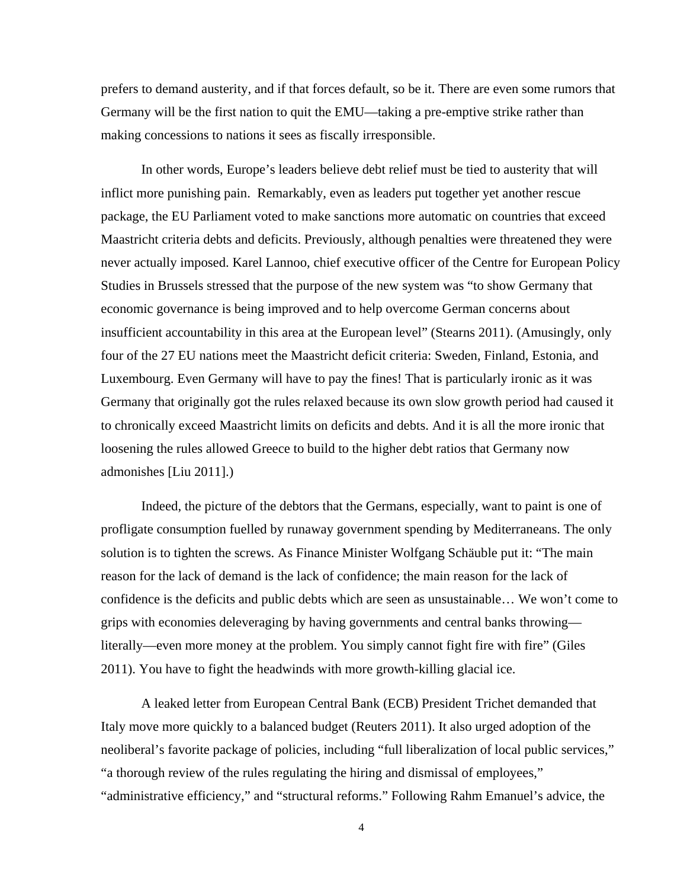prefers to demand austerity, and if that forces default, so be it. There are even some rumors that Germany will be the first nation to quit the EMU—taking a pre-emptive strike rather than making concessions to nations it sees as fiscally irresponsible.

In other words, Europe's leaders believe debt relief must be tied to austerity that will inflict more punishing pain. Remarkably, even as leaders put together yet another rescue package, the EU Parliament voted to make sanctions more automatic on countries that exceed Maastricht criteria debts and deficits. Previously, although penalties were threatened they were never actually imposed. Karel Lannoo, chief executive officer of the Centre for European Policy Studies in Brussels stressed that the purpose of the new system was "to show Germany that economic governance is being improved and to help overcome German concerns about insufficient accountability in this area at the European level" (Stearns 2011). (Amusingly, only four of the 27 EU nations meet the Maastricht deficit criteria: Sweden, Finland, Estonia, and Luxembourg. Even Germany will have to pay the fines! That is particularly ironic as it was Germany that originally got the rules relaxed because its own slow growth period had caused it to chronically exceed Maastricht limits on deficits and debts. And it is all the more ironic that loosening the rules allowed Greece to build to the higher debt ratios that Germany now admonishes [Liu 2011].)

Indeed, the picture of the debtors that the Germans, especially, want to paint is one of profligate consumption fuelled by runaway government spending by Mediterraneans. The only solution is to tighten the screws. As Finance Minister Wolfgang Schäuble put it: "The main reason for the lack of demand is the lack of confidence; the main reason for the lack of confidence is the deficits and public debts which are seen as unsustainable… We won't come to grips with economies deleveraging by having governments and central banks throwing—literally—even more money at the problem. You simply cannot fight fire with fire" (Giles 2011). You have to fight the headwinds with more growth-killing glacial ice.

A leaked letter from European Central Bank (ECB) President Trichet demanded that Italy move more quickly to a balanced budget (Reuters 2011). It also urged adoption of the neoliberal's favorite package of policies, including "full liberalization of local public services," "a thorough review of the rules regulating the hiring and dismissal of employees," "administrative efficiency," and "structural reforms." Following Rahm Emanuel's advice, the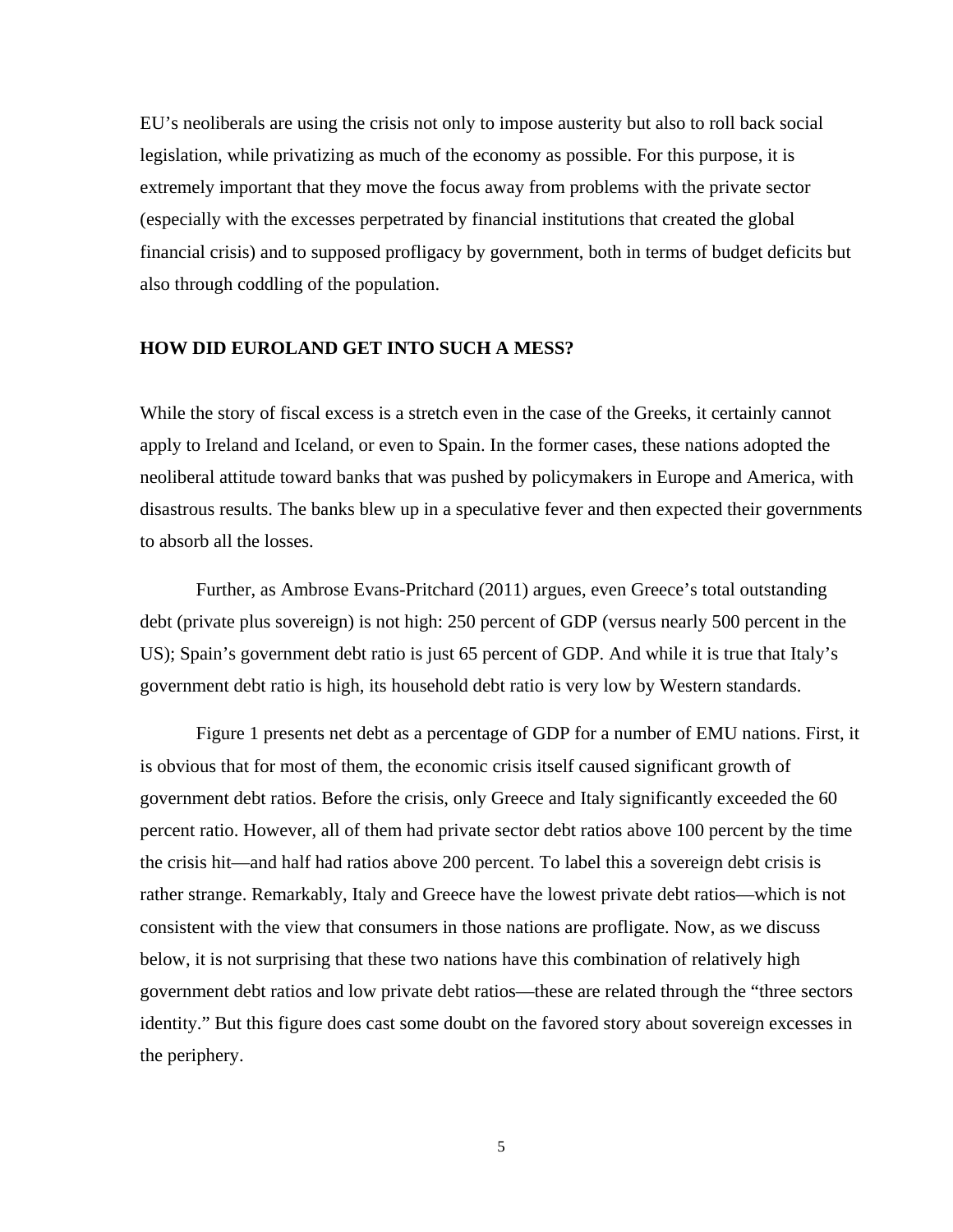EU's neoliberals are using the crisis not only to impose austerity but also to roll back social legislation, while privatizing as much of the economy as possible. For this purpose, it is extremely important that they move the focus away from problems with the private sector (especially with the excesses perpetrated by financial institutions that created the global financial crisis) and to supposed profligacy by government, both in terms of budget deficits but also through coddling of the population.

## HOW DID EUROLAND GET INTO SUCH A MESS?

While the story of fiscal excess is a stretch even in the case of the Greeks, it certainly cannot apply to Ireland and Iceland, or even to Spain. In the former cases, these nations adopted the neoliberal attitude toward banks that was pushed by policymakers in Europe and America, with disastrous results. The banks blew up in a speculative fever and then expected their governments to absorb all the losses.

Further, as Ambrose Evans-Pritchard (2011) argues, even Greece's total outstanding debt (private plus sovereign) is not high: 250 percent of GDP (versus nearly 500 percent in the US); Spain's government debt ratio is just 65 percent of GDP. And while it is true that Italy's government debt ratio is high, its household debt ratio is very low by Western standards.

Figure 1 presents net debt as a percentage of GDP for a number of EMU nations. First, it is obvious that for most of them, the economic crisis itself caused significant growth of government debt ratios. Before the crisis, only Greece and Italy significantly exceeded the 60 percent ratio. However, all of them had private sector debt ratios above 100 percent by the time the crisis hit—and half had ratios above 200 percent. To label this a sovereign debt crisis is rather strange. Remarkably, Italy and Greece have the lowest private debt ratios—which is not consistent with the view that consumers in those nations are profligate. Now, as we discuss below, it is not surprising that these two nations have this combination of relatively high government debt ratios and low private debt ratios—these are related through the "three sectors identity." But this figure does cast some doubt on the favored story about sovereign excesses in the periphery.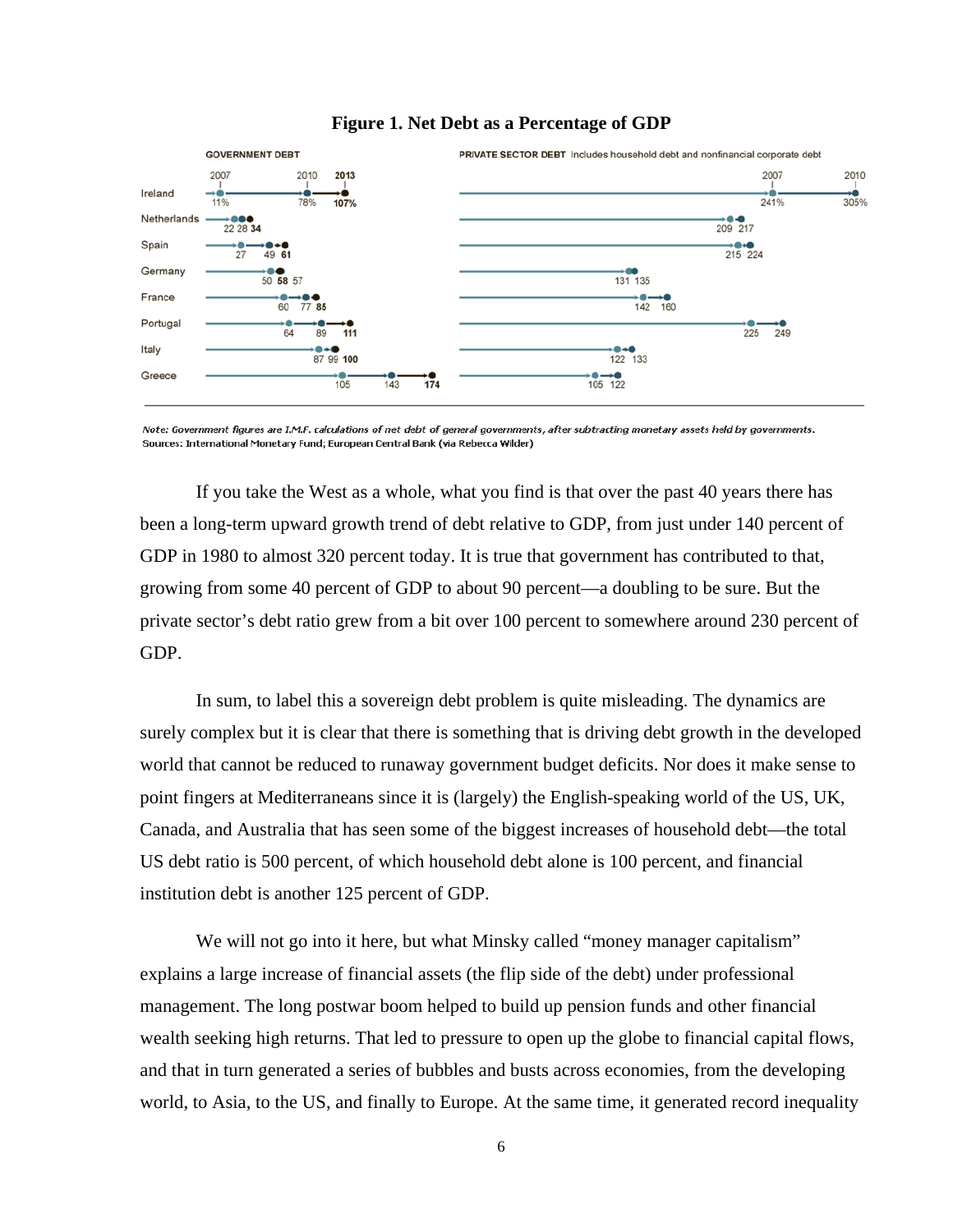**Figure 1. Net Debt as a Percentage of GDP**

| | GOVERNMENT DEBT 2007 | GOVERNMENT DEBT 2010 | GOVERNMENT DEBT 2013 | PRIVATE SECTOR DEBT 2007 | PRIVATE SECTOR DEBT 2010 |
|---|---|---|---|---|---|
| Ireland | 11% | 78% | **107%** | 241% | 305% |
| Netherlands | 22 | 28 | **34** | 209 | 217 |
| Spain | 27 | 49 | **61** | 215 | 224 |
| Germany | 50 | 57 | **58** | 131 | 135 |
| France | 60 | 77 | **85** | 142 | 160 |
| Portugal | 64 | 89 | **111** | 225 | 249 |
| Italy | 87 | 99 | **100** | 122 | 133 |
| Greece | 105 | 143 | **174** | 105 | 122 |

PRIVATE SECTOR DEBT Includes household debt and nonfinancial corporate debt

*Note: Government figures are I.M.F. calculations of net debt of general governments, after subtracting monetary assets held by governments.*
Sources: International Monetary Fund; European Central Bank (via Rebecca Wilder)

If you take the West as a whole, what you find is that over the past 40 years there has been a long-term upward growth trend of debt relative to GDP, from just under 140 percent of GDP in 1980 to almost 320 percent today. It is true that government has contributed to that, growing from some 40 percent of GDP to about 90 percent—a doubling to be sure. But the private sector's debt ratio grew from a bit over 100 percent to somewhere around 230 percent of GDP.

In sum, to label this a sovereign debt problem is quite misleading. The dynamics are surely complex but it is clear that there is something that is driving debt growth in the developed world that cannot be reduced to runaway government budget deficits. Nor does it make sense to point fingers at Mediterraneans since it is (largely) the English-speaking world of the US, UK, Canada, and Australia that has seen some of the biggest increases of household debt—the total US debt ratio is 500 percent, of which household debt alone is 100 percent, and financial institution debt is another 125 percent of GDP.

We will not go into it here, but what Minsky called "money manager capitalism" explains a large increase of financial assets (the flip side of the debt) under professional management. The long postwar boom helped to build up pension funds and other financial wealth seeking high returns. That led to pressure to open up the globe to financial capital flows, and that in turn generated a series of bubbles and busts across economies, from the developing world, to Asia, to the US, and finally to Europe. At the same time, it generated record inequality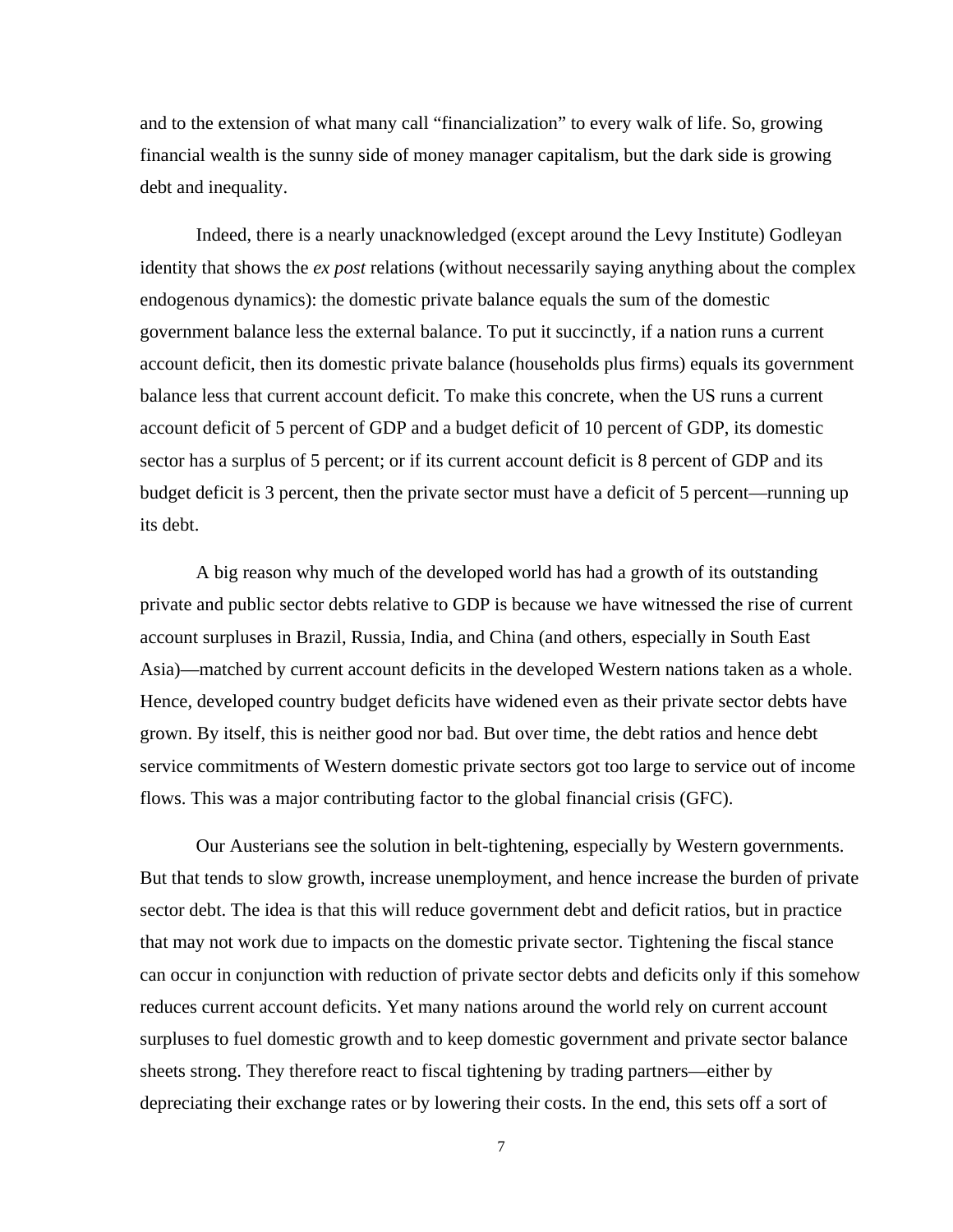and to the extension of what many call "financialization" to every walk of life. So, growing financial wealth is the sunny side of money manager capitalism, but the dark side is growing debt and inequality.

Indeed, there is a nearly unacknowledged (except around the Levy Institute) Godleyan identity that shows the *ex post* relations (without necessarily saying anything about the complex endogenous dynamics): the domestic private balance equals the sum of the domestic government balance less the external balance. To put it succinctly, if a nation runs a current account deficit, then its domestic private balance (households plus firms) equals its government balance less that current account deficit. To make this concrete, when the US runs a current account deficit of 5 percent of GDP and a budget deficit of 10 percent of GDP, its domestic sector has a surplus of 5 percent; or if its current account deficit is 8 percent of GDP and its budget deficit is 3 percent, then the private sector must have a deficit of 5 percent—running up its debt.

A big reason why much of the developed world has had a growth of its outstanding private and public sector debts relative to GDP is because we have witnessed the rise of current account surpluses in Brazil, Russia, India, and China (and others, especially in South East Asia)—matched by current account deficits in the developed Western nations taken as a whole. Hence, developed country budget deficits have widened even as their private sector debts have grown. By itself, this is neither good nor bad. But over time, the debt ratios and hence debt service commitments of Western domestic private sectors got too large to service out of income flows. This was a major contributing factor to the global financial crisis (GFC).

Our Austerians see the solution in belt-tightening, especially by Western governments. But that tends to slow growth, increase unemployment, and hence increase the burden of private sector debt. The idea is that this will reduce government debt and deficit ratios, but in practice that may not work due to impacts on the domestic private sector. Tightening the fiscal stance can occur in conjunction with reduction of private sector debts and deficits only if this somehow reduces current account deficits. Yet many nations around the world rely on current account surpluses to fuel domestic growth and to keep domestic government and private sector balance sheets strong. They therefore react to fiscal tightening by trading partners—either by depreciating their exchange rates or by lowering their costs. In the end, this sets off a sort of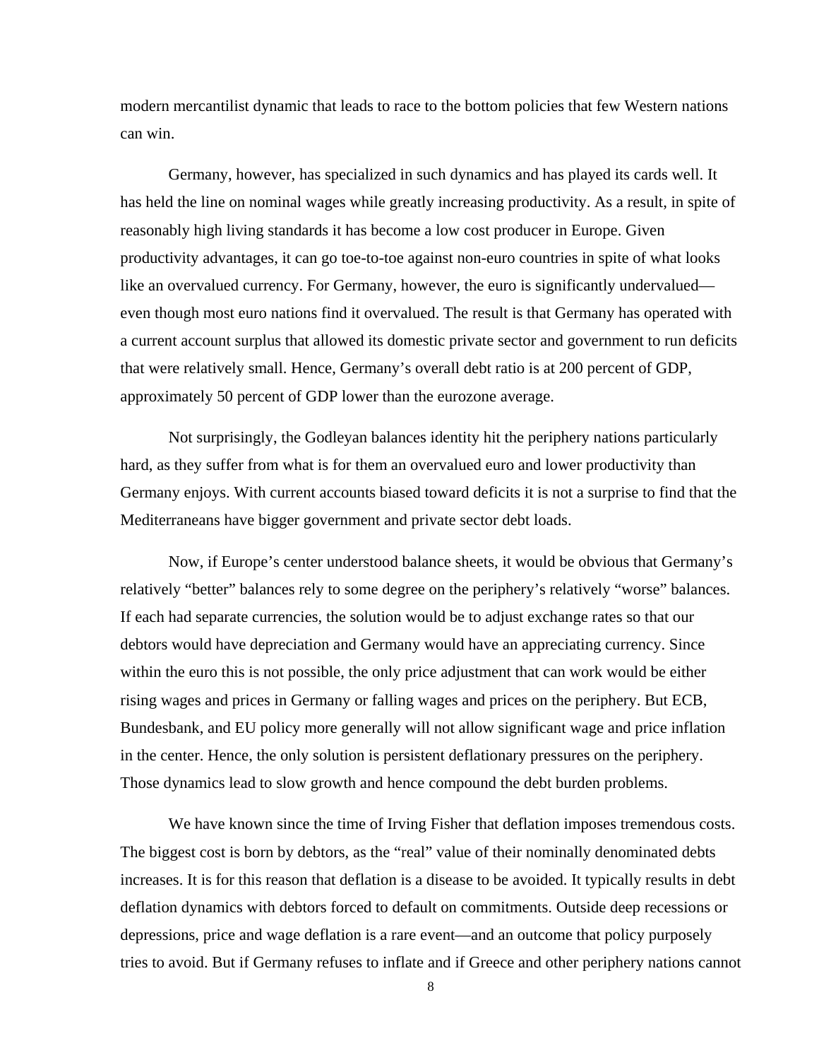modern mercantilist dynamic that leads to race to the bottom policies that few Western nations can win.

Germany, however, has specialized in such dynamics and has played its cards well. It has held the line on nominal wages while greatly increasing productivity. As a result, in spite of reasonably high living standards it has become a low cost producer in Europe. Given productivity advantages, it can go toe-to-toe against non-euro countries in spite of what looks like an overvalued currency. For Germany, however, the euro is significantly undervalued—even though most euro nations find it overvalued. The result is that Germany has operated with a current account surplus that allowed its domestic private sector and government to run deficits that were relatively small. Hence, Germany's overall debt ratio is at 200 percent of GDP, approximately 50 percent of GDP lower than the eurozone average.

Not surprisingly, the Godleyan balances identity hit the periphery nations particularly hard, as they suffer from what is for them an overvalued euro and lower productivity than Germany enjoys. With current accounts biased toward deficits it is not a surprise to find that the Mediterraneans have bigger government and private sector debt loads.

Now, if Europe's center understood balance sheets, it would be obvious that Germany's relatively "better" balances rely to some degree on the periphery's relatively "worse" balances. If each had separate currencies, the solution would be to adjust exchange rates so that our debtors would have depreciation and Germany would have an appreciating currency. Since within the euro this is not possible, the only price adjustment that can work would be either rising wages and prices in Germany or falling wages and prices on the periphery. But ECB, Bundesbank, and EU policy more generally will not allow significant wage and price inflation in the center. Hence, the only solution is persistent deflationary pressures on the periphery. Those dynamics lead to slow growth and hence compound the debt burden problems.

We have known since the time of Irving Fisher that deflation imposes tremendous costs. The biggest cost is born by debtors, as the "real" value of their nominally denominated debts increases. It is for this reason that deflation is a disease to be avoided. It typically results in debt deflation dynamics with debtors forced to default on commitments. Outside deep recessions or depressions, price and wage deflation is a rare event—and an outcome that policy purposely tries to avoid. But if Germany refuses to inflate and if Greece and other periphery nations cannot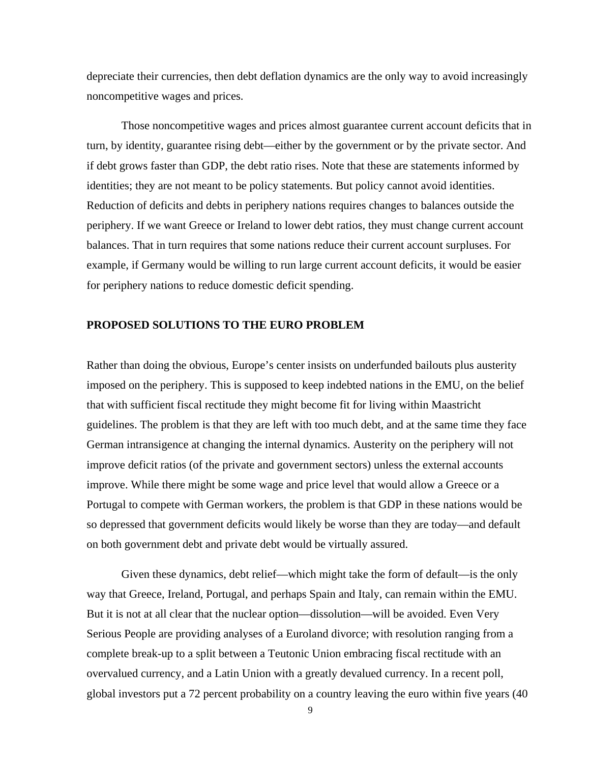depreciate their currencies, then debt deflation dynamics are the only way to avoid increasingly noncompetitive wages and prices.

Those noncompetitive wages and prices almost guarantee current account deficits that in turn, by identity, guarantee rising debt—either by the government or by the private sector. And if debt grows faster than GDP, the debt ratio rises. Note that these are statements informed by identities; they are not meant to be policy statements. But policy cannot avoid identities. Reduction of deficits and debts in periphery nations requires changes to balances outside the periphery. If we want Greece or Ireland to lower debt ratios, they must change current account balances. That in turn requires that some nations reduce their current account surpluses. For example, if Germany would be willing to run large current account deficits, it would be easier for periphery nations to reduce domestic deficit spending.

## PROPOSED SOLUTIONS TO THE EURO PROBLEM

Rather than doing the obvious, Europe's center insists on underfunded bailouts plus austerity imposed on the periphery. This is supposed to keep indebted nations in the EMU, on the belief that with sufficient fiscal rectitude they might become fit for living within Maastricht guidelines. The problem is that they are left with too much debt, and at the same time they face German intransigence at changing the internal dynamics. Austerity on the periphery will not improve deficit ratios (of the private and government sectors) unless the external accounts improve. While there might be some wage and price level that would allow a Greece or a Portugal to compete with German workers, the problem is that GDP in these nations would be so depressed that government deficits would likely be worse than they are today—and default on both government debt and private debt would be virtually assured.

Given these dynamics, debt relief—which might take the form of default—is the only way that Greece, Ireland, Portugal, and perhaps Spain and Italy, can remain within the EMU. But it is not at all clear that the nuclear option—dissolution—will be avoided. Even Very Serious People are providing analyses of a Euroland divorce; with resolution ranging from a complete break-up to a split between a Teutonic Union embracing fiscal rectitude with an overvalued currency, and a Latin Union with a greatly devalued currency. In a recent poll, global investors put a 72 percent probability on a country leaving the euro within five years (40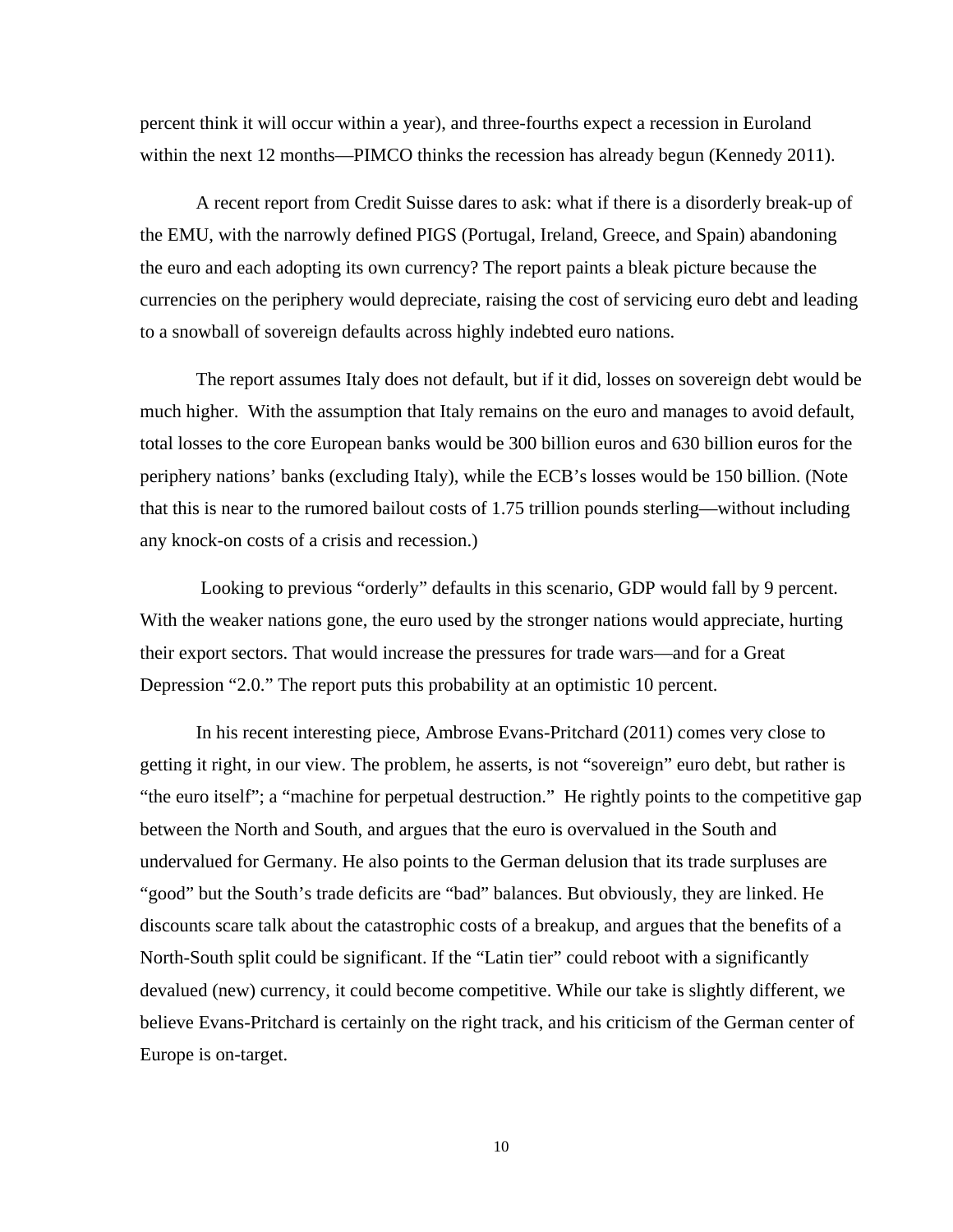percent think it will occur within a year), and three-fourths expect a recession in Euroland within the next 12 months—PIMCO thinks the recession has already begun (Kennedy 2011).

A recent report from Credit Suisse dares to ask: what if there is a disorderly break-up of the EMU, with the narrowly defined PIGS (Portugal, Ireland, Greece, and Spain) abandoning the euro and each adopting its own currency? The report paints a bleak picture because the currencies on the periphery would depreciate, raising the cost of servicing euro debt and leading to a snowball of sovereign defaults across highly indebted euro nations.

The report assumes Italy does not default, but if it did, losses on sovereign debt would be much higher. With the assumption that Italy remains on the euro and manages to avoid default, total losses to the core European banks would be 300 billion euros and 630 billion euros for the periphery nations' banks (excluding Italy), while the ECB's losses would be 150 billion. (Note that this is near to the rumored bailout costs of 1.75 trillion pounds sterling—without including any knock-on costs of a crisis and recession.)

Looking to previous "orderly" defaults in this scenario, GDP would fall by 9 percent. With the weaker nations gone, the euro used by the stronger nations would appreciate, hurting their export sectors. That would increase the pressures for trade wars—and for a Great Depression "2.0." The report puts this probability at an optimistic 10 percent.

In his recent interesting piece, Ambrose Evans-Pritchard (2011) comes very close to getting it right, in our view. The problem, he asserts, is not "sovereign" euro debt, but rather is "the euro itself"; a "machine for perpetual destruction." He rightly points to the competitive gap between the North and South, and argues that the euro is overvalued in the South and undervalued for Germany. He also points to the German delusion that its trade surpluses are "good" but the South's trade deficits are "bad" balances. But obviously, they are linked. He discounts scare talk about the catastrophic costs of a breakup, and argues that the benefits of a North-South split could be significant. If the "Latin tier" could reboot with a significantly devalued (new) currency, it could become competitive. While our take is slightly different, we believe Evans-Pritchard is certainly on the right track, and his criticism of the German center of Europe is on-target.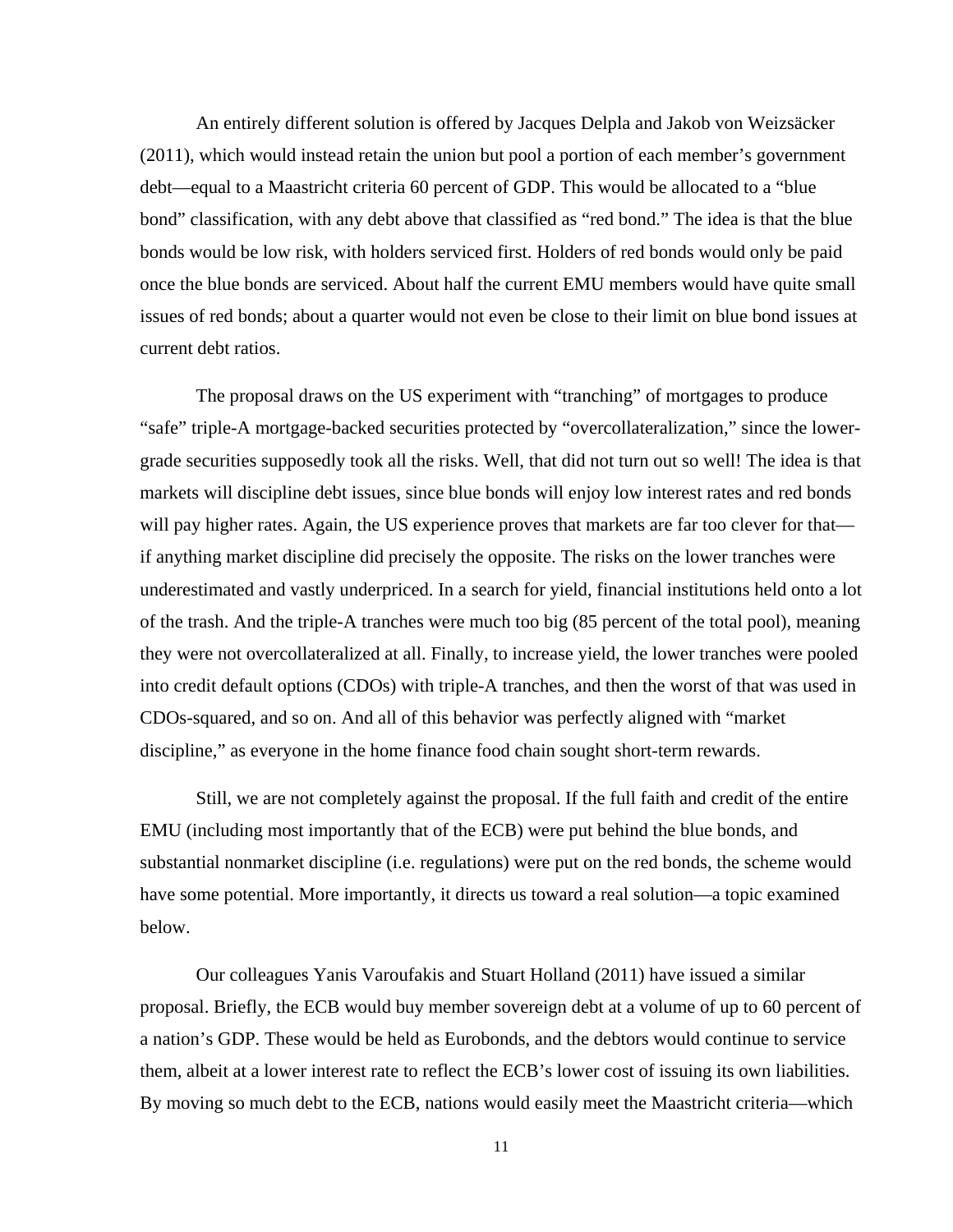An entirely different solution is offered by Jacques Delpla and Jakob von Weizsäcker (2011), which would instead retain the union but pool a portion of each member's government debt—equal to a Maastricht criteria 60 percent of GDP. This would be allocated to a "blue bond" classification, with any debt above that classified as "red bond." The idea is that the blue bonds would be low risk, with holders serviced first. Holders of red bonds would only be paid once the blue bonds are serviced. About half the current EMU members would have quite small issues of red bonds; about a quarter would not even be close to their limit on blue bond issues at current debt ratios.

The proposal draws on the US experiment with "tranching" of mortgages to produce "safe" triple-A mortgage-backed securities protected by "overcollateralization," since the lower-grade securities supposedly took all the risks. Well, that did not turn out so well! The idea is that markets will discipline debt issues, since blue bonds will enjoy low interest rates and red bonds will pay higher rates. Again, the US experience proves that markets are far too clever for that—if anything market discipline did precisely the opposite. The risks on the lower tranches were underestimated and vastly underpriced. In a search for yield, financial institutions held onto a lot of the trash. And the triple-A tranches were much too big (85 percent of the total pool), meaning they were not overcollateralized at all. Finally, to increase yield, the lower tranches were pooled into credit default options (CDOs) with triple-A tranches, and then the worst of that was used in CDOs-squared, and so on. And all of this behavior was perfectly aligned with "market discipline," as everyone in the home finance food chain sought short-term rewards.

Still, we are not completely against the proposal. If the full faith and credit of the entire EMU (including most importantly that of the ECB) were put behind the blue bonds, and substantial nonmarket discipline (i.e. regulations) were put on the red bonds, the scheme would have some potential. More importantly, it directs us toward a real solution—a topic examined below.

Our colleagues Yanis Varoufakis and Stuart Holland (2011) have issued a similar proposal. Briefly, the ECB would buy member sovereign debt at a volume of up to 60 percent of a nation's GDP. These would be held as Eurobonds, and the debtors would continue to service them, albeit at a lower interest rate to reflect the ECB's lower cost of issuing its own liabilities. By moving so much debt to the ECB, nations would easily meet the Maastricht criteria—which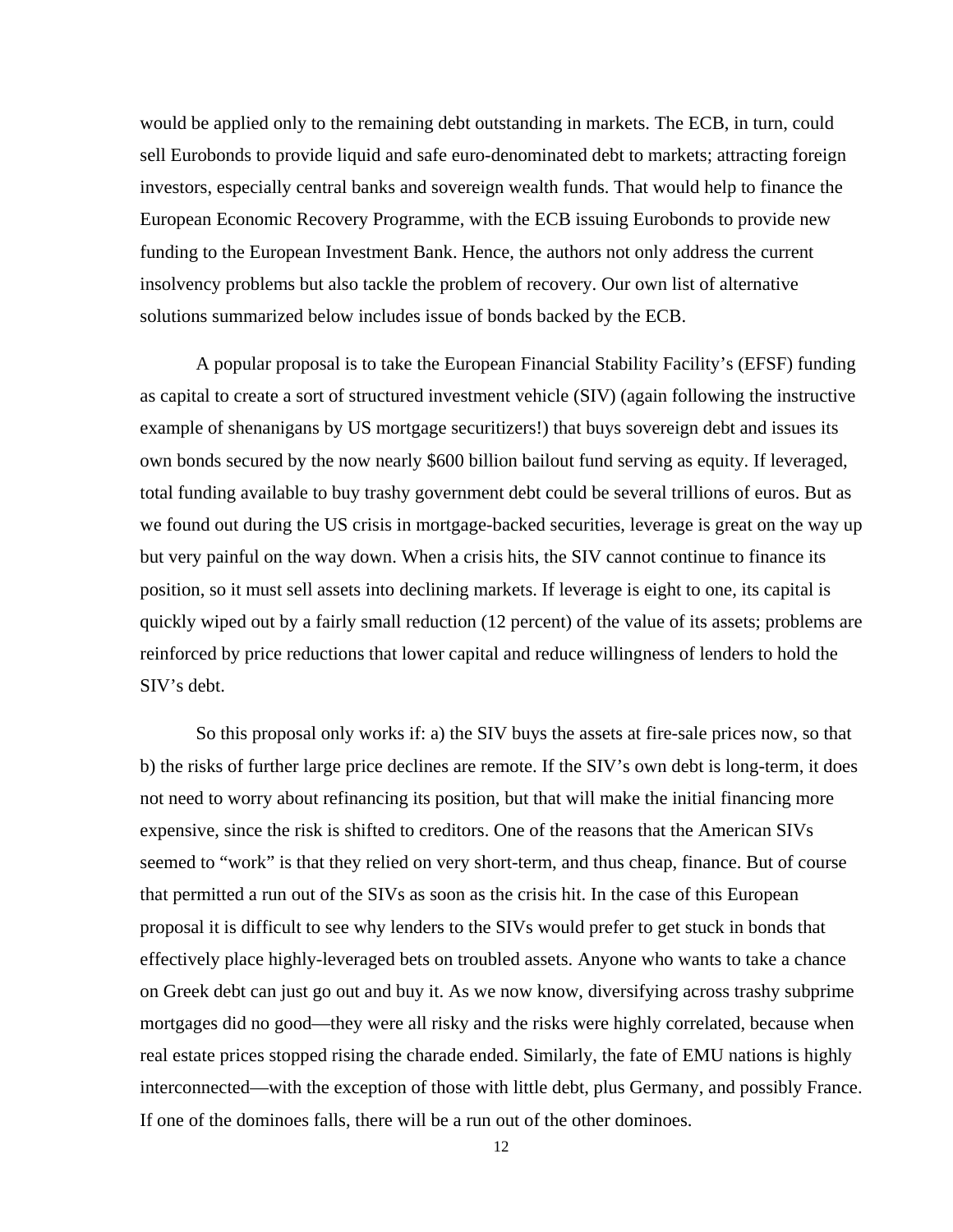would be applied only to the remaining debt outstanding in markets. The ECB, in turn, could sell Eurobonds to provide liquid and safe euro-denominated debt to markets; attracting foreign investors, especially central banks and sovereign wealth funds. That would help to finance the European Economic Recovery Programme, with the ECB issuing Eurobonds to provide new funding to the European Investment Bank. Hence, the authors not only address the current insolvency problems but also tackle the problem of recovery. Our own list of alternative solutions summarized below includes issue of bonds backed by the ECB.

A popular proposal is to take the European Financial Stability Facility's (EFSF) funding as capital to create a sort of structured investment vehicle (SIV) (again following the instructive example of shenanigans by US mortgage securitizers!) that buys sovereign debt and issues its own bonds secured by the now nearly $600 billion bailout fund serving as equity. If leveraged, total funding available to buy trashy government debt could be several trillions of euros. But as we found out during the US crisis in mortgage-backed securities, leverage is great on the way up but very painful on the way down. When a crisis hits, the SIV cannot continue to finance its position, so it must sell assets into declining markets. If leverage is eight to one, its capital is quickly wiped out by a fairly small reduction (12 percent) of the value of its assets; problems are reinforced by price reductions that lower capital and reduce willingness of lenders to hold the SIV's debt.

So this proposal only works if: a) the SIV buys the assets at fire-sale prices now, so that b) the risks of further large price declines are remote. If the SIV's own debt is long-term, it does not need to worry about refinancing its position, but that will make the initial financing more expensive, since the risk is shifted to creditors. One of the reasons that the American SIVs seemed to "work" is that they relied on very short-term, and thus cheap, finance. But of course that permitted a run out of the SIVs as soon as the crisis hit. In the case of this European proposal it is difficult to see why lenders to the SIVs would prefer to get stuck in bonds that effectively place highly-leveraged bets on troubled assets. Anyone who wants to take a chance on Greek debt can just go out and buy it. As we now know, diversifying across trashy subprime mortgages did no good—they were all risky and the risks were highly correlated, because when real estate prices stopped rising the charade ended. Similarly, the fate of EMU nations is highly interconnected—with the exception of those with little debt, plus Germany, and possibly France. If one of the dominoes falls, there will be a run out of the other dominoes.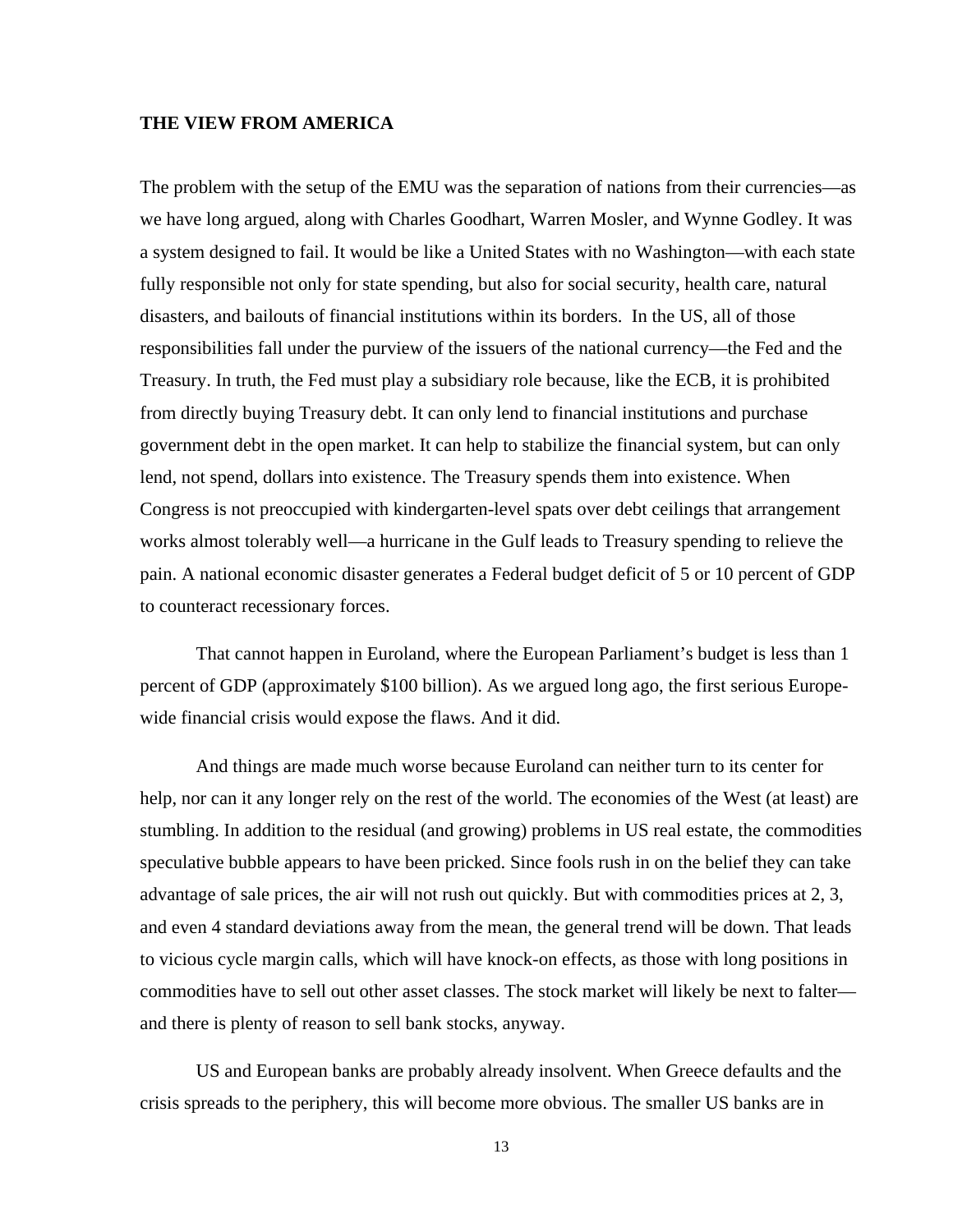### THE VIEW FROM AMERICA

The problem with the setup of the EMU was the separation of nations from their currencies—as we have long argued, along with Charles Goodhart, Warren Mosler, and Wynne Godley. It was a system designed to fail. It would be like a United States with no Washington—with each state fully responsible not only for state spending, but also for social security, health care, natural disasters, and bailouts of financial institutions within its borders. In the US, all of those responsibilities fall under the purview of the issuers of the national currency—the Fed and the Treasury. In truth, the Fed must play a subsidiary role because, like the ECB, it is prohibited from directly buying Treasury debt. It can only lend to financial institutions and purchase government debt in the open market. It can help to stabilize the financial system, but can only lend, not spend, dollars into existence. The Treasury spends them into existence. When Congress is not preoccupied with kindergarten-level spats over debt ceilings that arrangement works almost tolerably well—a hurricane in the Gulf leads to Treasury spending to relieve the pain. A national economic disaster generates a Federal budget deficit of 5 or 10 percent of GDP to counteract recessionary forces.

That cannot happen in Euroland, where the European Parliament's budget is less than 1 percent of GDP (approximately $100 billion). As we argued long ago, the first serious Europe-wide financial crisis would expose the flaws. And it did.

And things are made much worse because Euroland can neither turn to its center for help, nor can it any longer rely on the rest of the world. The economies of the West (at least) are stumbling. In addition to the residual (and growing) problems in US real estate, the commodities speculative bubble appears to have been pricked. Since fools rush in on the belief they can take advantage of sale prices, the air will not rush out quickly. But with commodities prices at 2, 3, and even 4 standard deviations away from the mean, the general trend will be down. That leads to vicious cycle margin calls, which will have knock-on effects, as those with long positions in commodities have to sell out other asset classes. The stock market will likely be next to falter—and there is plenty of reason to sell bank stocks, anyway.

US and European banks are probably already insolvent. When Greece defaults and the crisis spreads to the periphery, this will become more obvious. The smaller US banks are in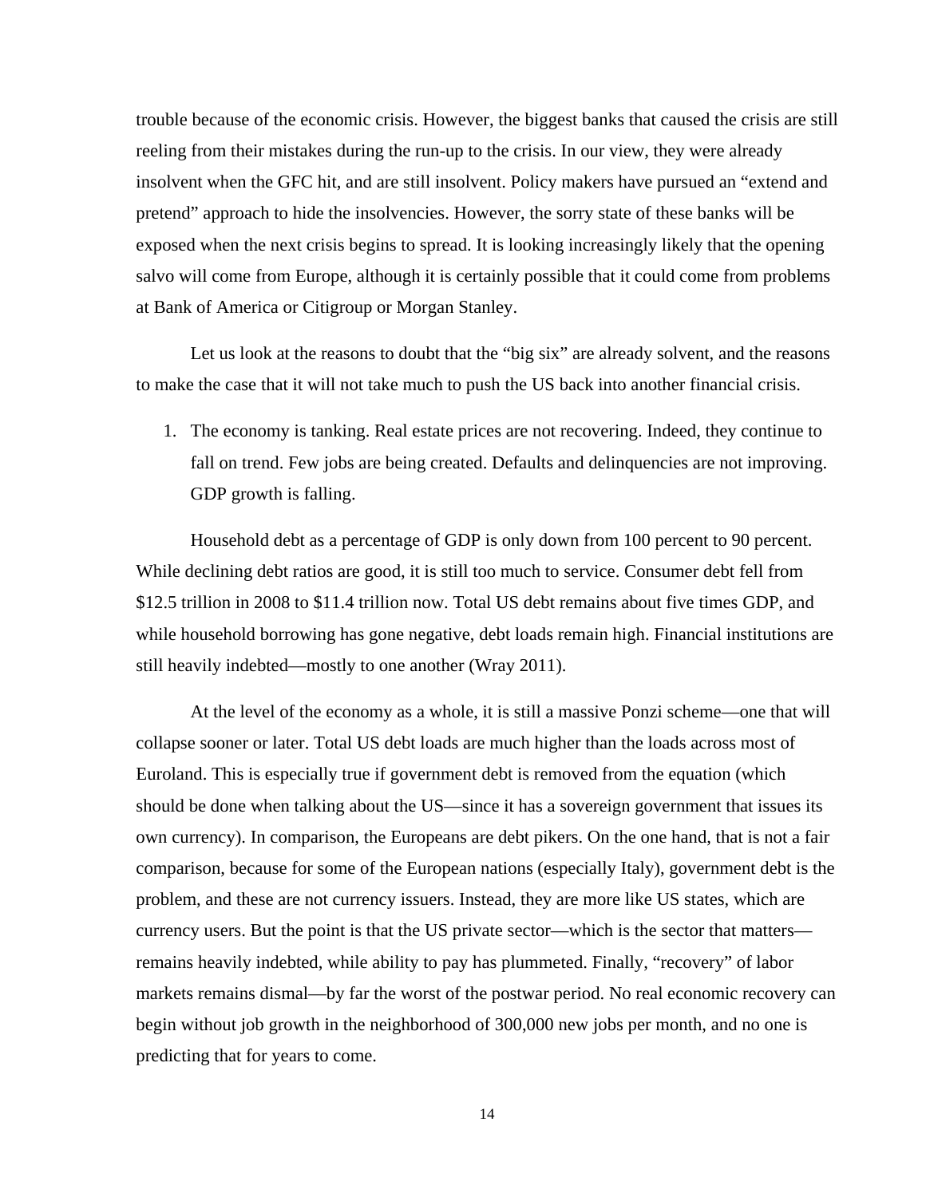trouble because of the economic crisis. However, the biggest banks that caused the crisis are still reeling from their mistakes during the run-up to the crisis. In our view, they were already insolvent when the GFC hit, and are still insolvent. Policy makers have pursued an "extend and pretend" approach to hide the insolvencies. However, the sorry state of these banks will be exposed when the next crisis begins to spread. It is looking increasingly likely that the opening salvo will come from Europe, although it is certainly possible that it could come from problems at Bank of America or Citigroup or Morgan Stanley.

Let us look at the reasons to doubt that the "big six" are already solvent, and the reasons to make the case that it will not take much to push the US back into another financial crisis.

1. The economy is tanking. Real estate prices are not recovering. Indeed, they continue to fall on trend. Few jobs are being created. Defaults and delinquencies are not improving. GDP growth is falling.

Household debt as a percentage of GDP is only down from 100 percent to 90 percent. While declining debt ratios are good, it is still too much to service. Consumer debt fell from $12.5 trillion in 2008 to $11.4 trillion now. Total US debt remains about five times GDP, and while household borrowing has gone negative, debt loads remain high. Financial institutions are still heavily indebted—mostly to one another (Wray 2011).

At the level of the economy as a whole, it is still a massive Ponzi scheme—one that will collapse sooner or later. Total US debt loads are much higher than the loads across most of Euroland. This is especially true if government debt is removed from the equation (which should be done when talking about the US—since it has a sovereign government that issues its own currency). In comparison, the Europeans are debt pikers. On the one hand, that is not a fair comparison, because for some of the European nations (especially Italy), government debt is the problem, and these are not currency issuers. Instead, they are more like US states, which are currency users. But the point is that the US private sector—which is the sector that matters—remains heavily indebted, while ability to pay has plummeted. Finally, "recovery" of labor markets remains dismal—by far the worst of the postwar period. No real economic recovery can begin without job growth in the neighborhood of 300,000 new jobs per month, and no one is predicting that for years to come.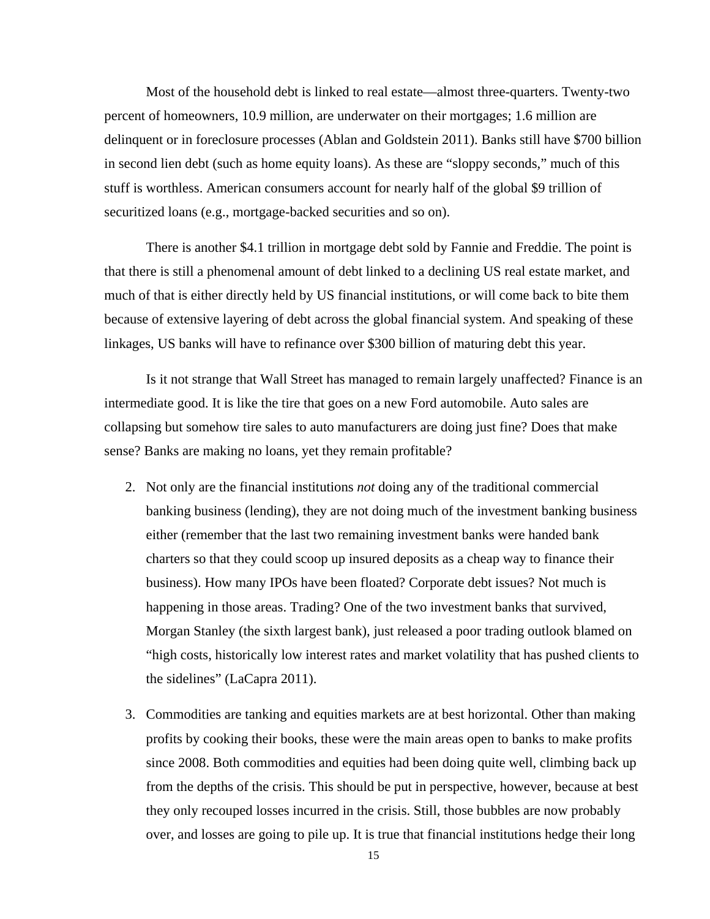Most of the household debt is linked to real estate—almost three-quarters. Twenty-two percent of homeowners, 10.9 million, are underwater on their mortgages; 1.6 million are delinquent or in foreclosure processes (Ablan and Goldstein 2011). Banks still have $700 billion in second lien debt (such as home equity loans). As these are "sloppy seconds," much of this stuff is worthless. American consumers account for nearly half of the global $9 trillion of securitized loans (e.g., mortgage-backed securities and so on).

There is another $4.1 trillion in mortgage debt sold by Fannie and Freddie. The point is that there is still a phenomenal amount of debt linked to a declining US real estate market, and much of that is either directly held by US financial institutions, or will come back to bite them because of extensive layering of debt across the global financial system. And speaking of these linkages, US banks will have to refinance over $300 billion of maturing debt this year.

Is it not strange that Wall Street has managed to remain largely unaffected? Finance is an intermediate good. It is like the tire that goes on a new Ford automobile. Auto sales are collapsing but somehow tire sales to auto manufacturers are doing just fine? Does that make sense? Banks are making no loans, yet they remain profitable?

2. Not only are the financial institutions *not* doing any of the traditional commercial banking business (lending), they are not doing much of the investment banking business either (remember that the last two remaining investment banks were handed bank charters so that they could scoop up insured deposits as a cheap way to finance their business). How many IPOs have been floated? Corporate debt issues? Not much is happening in those areas. Trading? One of the two investment banks that survived, Morgan Stanley (the sixth largest bank), just released a poor trading outlook blamed on "high costs, historically low interest rates and market volatility that has pushed clients to the sidelines" (LaCapra 2011).

3. Commodities are tanking and equities markets are at best horizontal. Other than making profits by cooking their books, these were the main areas open to banks to make profits since 2008. Both commodities and equities had been doing quite well, climbing back up from the depths of the crisis. This should be put in perspective, however, because at best they only recouped losses incurred in the crisis. Still, those bubbles are now probably over, and losses are going to pile up. It is true that financial institutions hedge their long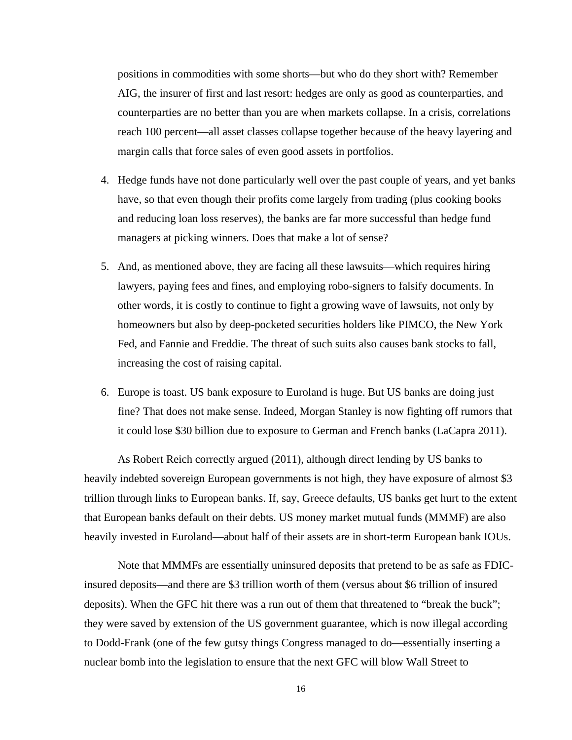positions in commodities with some shorts—but who do they short with? Remember AIG, the insurer of first and last resort: hedges are only as good as counterparties, and counterparties are no better than you are when markets collapse. In a crisis, correlations reach 100 percent—all asset classes collapse together because of the heavy layering and margin calls that force sales of even good assets in portfolios.

4. Hedge funds have not done particularly well over the past couple of years, and yet banks have, so that even though their profits come largely from trading (plus cooking books and reducing loan loss reserves), the banks are far more successful than hedge fund managers at picking winners. Does that make a lot of sense?

5. And, as mentioned above, they are facing all these lawsuits—which requires hiring lawyers, paying fees and fines, and employing robo-signers to falsify documents. In other words, it is costly to continue to fight a growing wave of lawsuits, not only by homeowners but also by deep-pocketed securities holders like PIMCO, the New York Fed, and Fannie and Freddie. The threat of such suits also causes bank stocks to fall, increasing the cost of raising capital.

6. Europe is toast. US bank exposure to Euroland is huge. But US banks are doing just fine? That does not make sense. Indeed, Morgan Stanley is now fighting off rumors that it could lose $30 billion due to exposure to German and French banks (LaCapra 2011).

As Robert Reich correctly argued (2011), although direct lending by US banks to heavily indebted sovereign European governments is not high, they have exposure of almost $3 trillion through links to European banks. If, say, Greece defaults, US banks get hurt to the extent that European banks default on their debts. US money market mutual funds (MMMF) are also heavily invested in Euroland—about half of their assets are in short-term European bank IOUs.

Note that MMMFs are essentially uninsured deposits that pretend to be as safe as FDIC-insured deposits—and there are $3 trillion worth of them (versus about $6 trillion of insured deposits). When the GFC hit there was a run out of them that threatened to "break the buck"; they were saved by extension of the US government guarantee, which is now illegal according to Dodd-Frank (one of the few gutsy things Congress managed to do—essentially inserting a nuclear bomb into the legislation to ensure that the next GFC will blow Wall Street to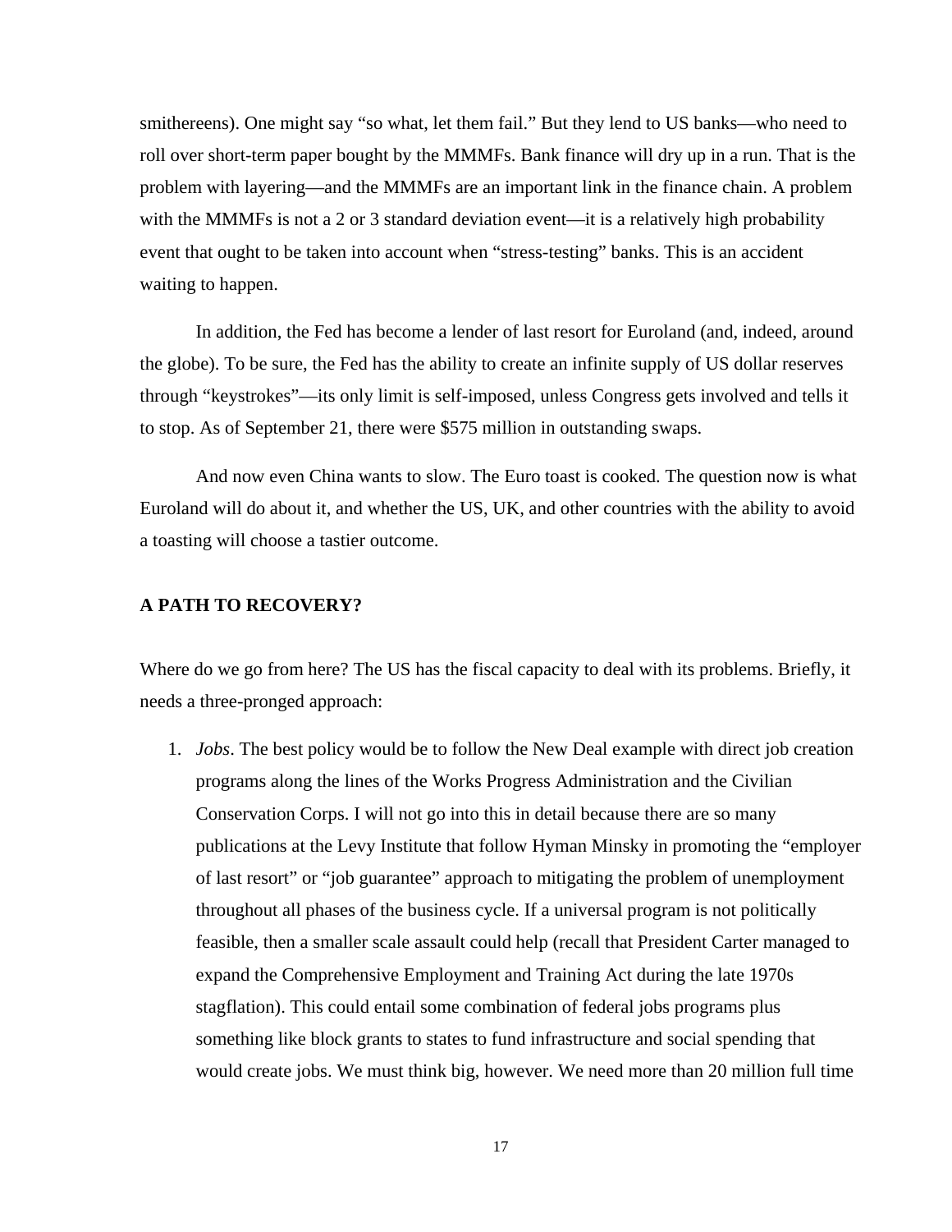smithereens). One might say "so what, let them fail." But they lend to US banks—who need to roll over short-term paper bought by the MMMFs. Bank finance will dry up in a run. That is the problem with layering—and the MMMFs are an important link in the finance chain. A problem with the MMMFs is not a 2 or 3 standard deviation event—it is a relatively high probability event that ought to be taken into account when "stress-testing" banks. This is an accident waiting to happen.

In addition, the Fed has become a lender of last resort for Euroland (and, indeed, around the globe). To be sure, the Fed has the ability to create an infinite supply of US dollar reserves through "keystrokes"—its only limit is self-imposed, unless Congress gets involved and tells it to stop. As of September 21, there were $575 million in outstanding swaps.

And now even China wants to slow. The Euro toast is cooked. The question now is what Euroland will do about it, and whether the US, UK, and other countries with the ability to avoid a toasting will choose a tastier outcome.

**A PATH TO RECOVERY?**

Where do we go from here? The US has the fiscal capacity to deal with its problems. Briefly, it needs a three-pronged approach:

1. *Jobs*. The best policy would be to follow the New Deal example with direct job creation programs along the lines of the Works Progress Administration and the Civilian Conservation Corps. I will not go into this in detail because there are so many publications at the Levy Institute that follow Hyman Minsky in promoting the "employer of last resort" or "job guarantee" approach to mitigating the problem of unemployment throughout all phases of the business cycle. If a universal program is not politically feasible, then a smaller scale assault could help (recall that President Carter managed to expand the Comprehensive Employment and Training Act during the late 1970s stagflation). This could entail some combination of federal jobs programs plus something like block grants to states to fund infrastructure and social spending that would create jobs. We must think big, however. We need more than 20 million full time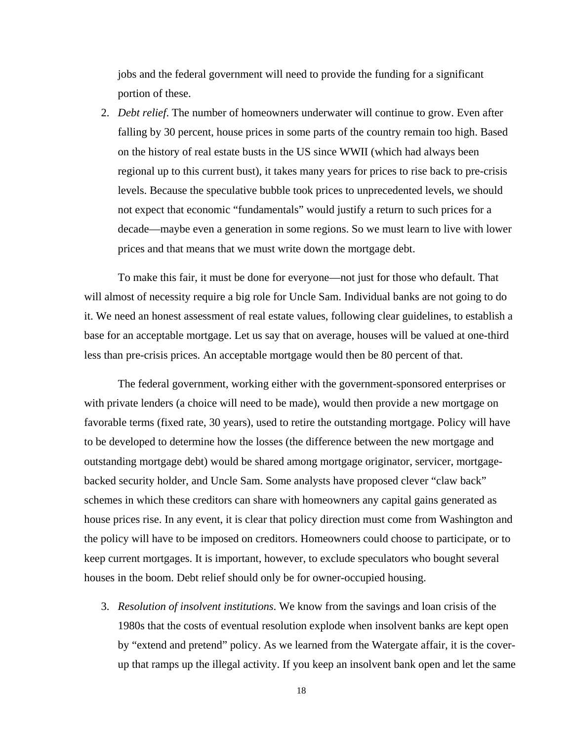jobs and the federal government will need to provide the funding for a significant portion of these.

2. *Debt relief*. The number of homeowners underwater will continue to grow. Even after falling by 30 percent, house prices in some parts of the country remain too high. Based on the history of real estate busts in the US since WWII (which had always been regional up to this current bust), it takes many years for prices to rise back to pre-crisis levels. Because the speculative bubble took prices to unprecedented levels, we should not expect that economic "fundamentals" would justify a return to such prices for a decade—maybe even a generation in some regions. So we must learn to live with lower prices and that means that we must write down the mortgage debt.

To make this fair, it must be done for everyone—not just for those who default. That will almost of necessity require a big role for Uncle Sam. Individual banks are not going to do it. We need an honest assessment of real estate values, following clear guidelines, to establish a base for an acceptable mortgage. Let us say that on average, houses will be valued at one-third less than pre-crisis prices. An acceptable mortgage would then be 80 percent of that.

The federal government, working either with the government-sponsored enterprises or with private lenders (a choice will need to be made), would then provide a new mortgage on favorable terms (fixed rate, 30 years), used to retire the outstanding mortgage. Policy will have to be developed to determine how the losses (the difference between the new mortgage and outstanding mortgage debt) would be shared among mortgage originator, servicer, mortgage-backed security holder, and Uncle Sam. Some analysts have proposed clever "claw back" schemes in which these creditors can share with homeowners any capital gains generated as house prices rise. In any event, it is clear that policy direction must come from Washington and the policy will have to be imposed on creditors. Homeowners could choose to participate, or to keep current mortgages. It is important, however, to exclude speculators who bought several houses in the boom. Debt relief should only be for owner-occupied housing.

3. *Resolution of insolvent institutions*. We know from the savings and loan crisis of the 1980s that the costs of eventual resolution explode when insolvent banks are kept open by "extend and pretend" policy. As we learned from the Watergate affair, it is the cover-up that ramps up the illegal activity. If you keep an insolvent bank open and let the same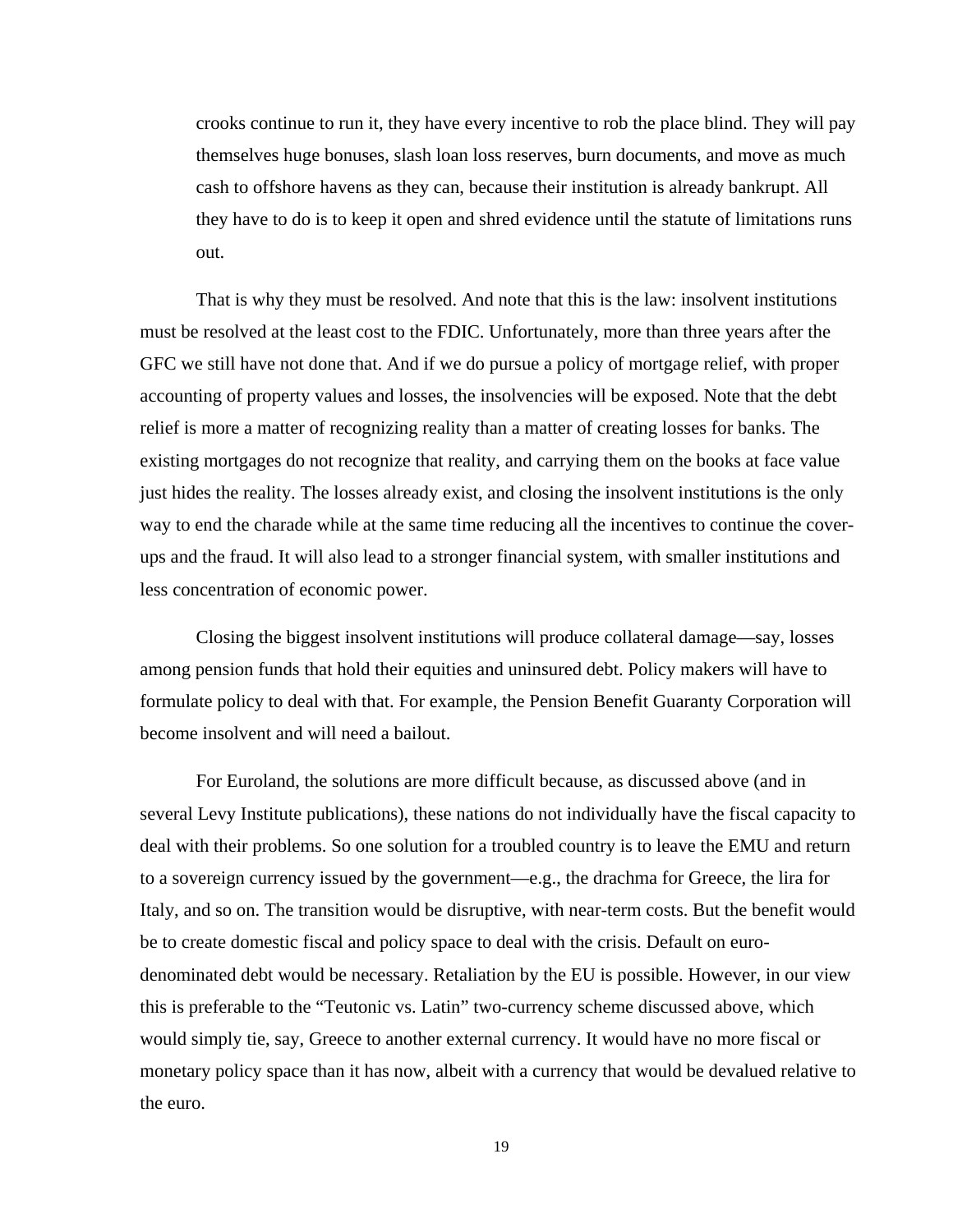> crooks continue to run it, they have every incentive to rob the place blind. They will pay themselves huge bonuses, slash loan loss reserves, burn documents, and move as much cash to offshore havens as they can, because their institution is already bankrupt. All they have to do is to keep it open and shred evidence until the statute of limitations runs out.

That is why they must be resolved. And note that this is the law: insolvent institutions must be resolved at the least cost to the FDIC. Unfortunately, more than three years after the GFC we still have not done that. And if we do pursue a policy of mortgage relief, with proper accounting of property values and losses, the insolvencies will be exposed. Note that the debt relief is more a matter of recognizing reality than a matter of creating losses for banks. The existing mortgages do not recognize that reality, and carrying them on the books at face value just hides the reality. The losses already exist, and closing the insolvent institutions is the only way to end the charade while at the same time reducing all the incentives to continue the cover-ups and the fraud. It will also lead to a stronger financial system, with smaller institutions and less concentration of economic power.

Closing the biggest insolvent institutions will produce collateral damage—say, losses among pension funds that hold their equities and uninsured debt. Policy makers will have to formulate policy to deal with that. For example, the Pension Benefit Guaranty Corporation will become insolvent and will need a bailout.

For Euroland, the solutions are more difficult because, as discussed above (and in several Levy Institute publications), these nations do not individually have the fiscal capacity to deal with their problems. So one solution for a troubled country is to leave the EMU and return to a sovereign currency issued by the government—e.g., the drachma for Greece, the lira for Italy, and so on. The transition would be disruptive, with near-term costs. But the benefit would be to create domestic fiscal and policy space to deal with the crisis. Default on euro-denominated debt would be necessary. Retaliation by the EU is possible. However, in our view this is preferable to the "Teutonic vs. Latin" two-currency scheme discussed above, which would simply tie, say, Greece to another external currency. It would have no more fiscal or monetary policy space than it has now, albeit with a currency that would be devalued relative to the euro.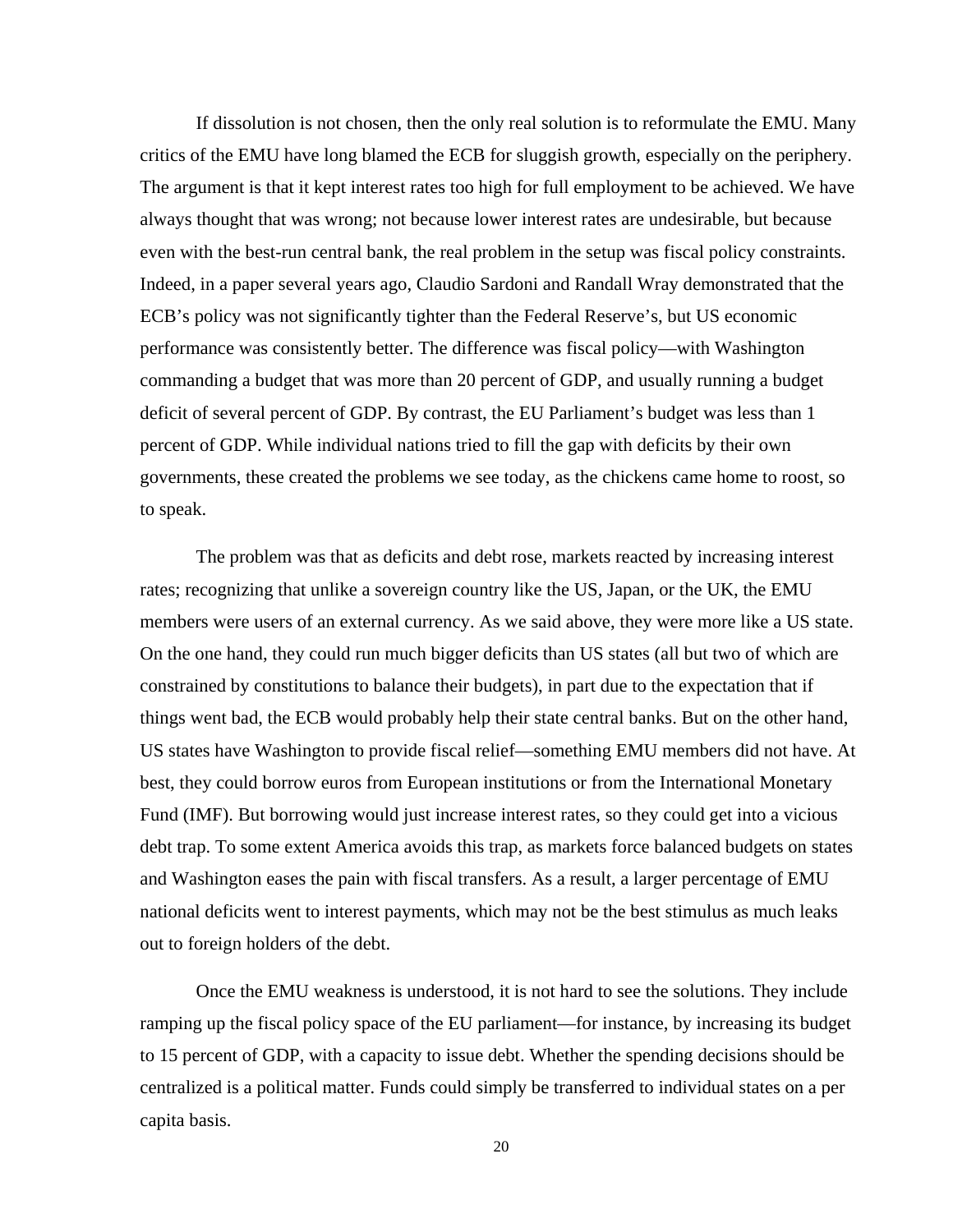If dissolution is not chosen, then the only real solution is to reformulate the EMU. Many critics of the EMU have long blamed the ECB for sluggish growth, especially on the periphery. The argument is that it kept interest rates too high for full employment to be achieved. We have always thought that was wrong; not because lower interest rates are undesirable, but because even with the best-run central bank, the real problem in the setup was fiscal policy constraints. Indeed, in a paper several years ago, Claudio Sardoni and Randall Wray demonstrated that the ECB's policy was not significantly tighter than the Federal Reserve's, but US economic performance was consistently better. The difference was fiscal policy—with Washington commanding a budget that was more than 20 percent of GDP, and usually running a budget deficit of several percent of GDP. By contrast, the EU Parliament's budget was less than 1 percent of GDP. While individual nations tried to fill the gap with deficits by their own governments, these created the problems we see today, as the chickens came home to roost, so to speak.

The problem was that as deficits and debt rose, markets reacted by increasing interest rates; recognizing that unlike a sovereign country like the US, Japan, or the UK, the EMU members were users of an external currency. As we said above, they were more like a US state. On the one hand, they could run much bigger deficits than US states (all but two of which are constrained by constitutions to balance their budgets), in part due to the expectation that if things went bad, the ECB would probably help their state central banks. But on the other hand, US states have Washington to provide fiscal relief—something EMU members did not have. At best, they could borrow euros from European institutions or from the International Monetary Fund (IMF). But borrowing would just increase interest rates, so they could get into a vicious debt trap. To some extent America avoids this trap, as markets force balanced budgets on states and Washington eases the pain with fiscal transfers. As a result, a larger percentage of EMU national deficits went to interest payments, which may not be the best stimulus as much leaks out to foreign holders of the debt.

Once the EMU weakness is understood, it is not hard to see the solutions. They include ramping up the fiscal policy space of the EU parliament—for instance, by increasing its budget to 15 percent of GDP, with a capacity to issue debt. Whether the spending decisions should be centralized is a political matter. Funds could simply be transferred to individual states on a per capita basis.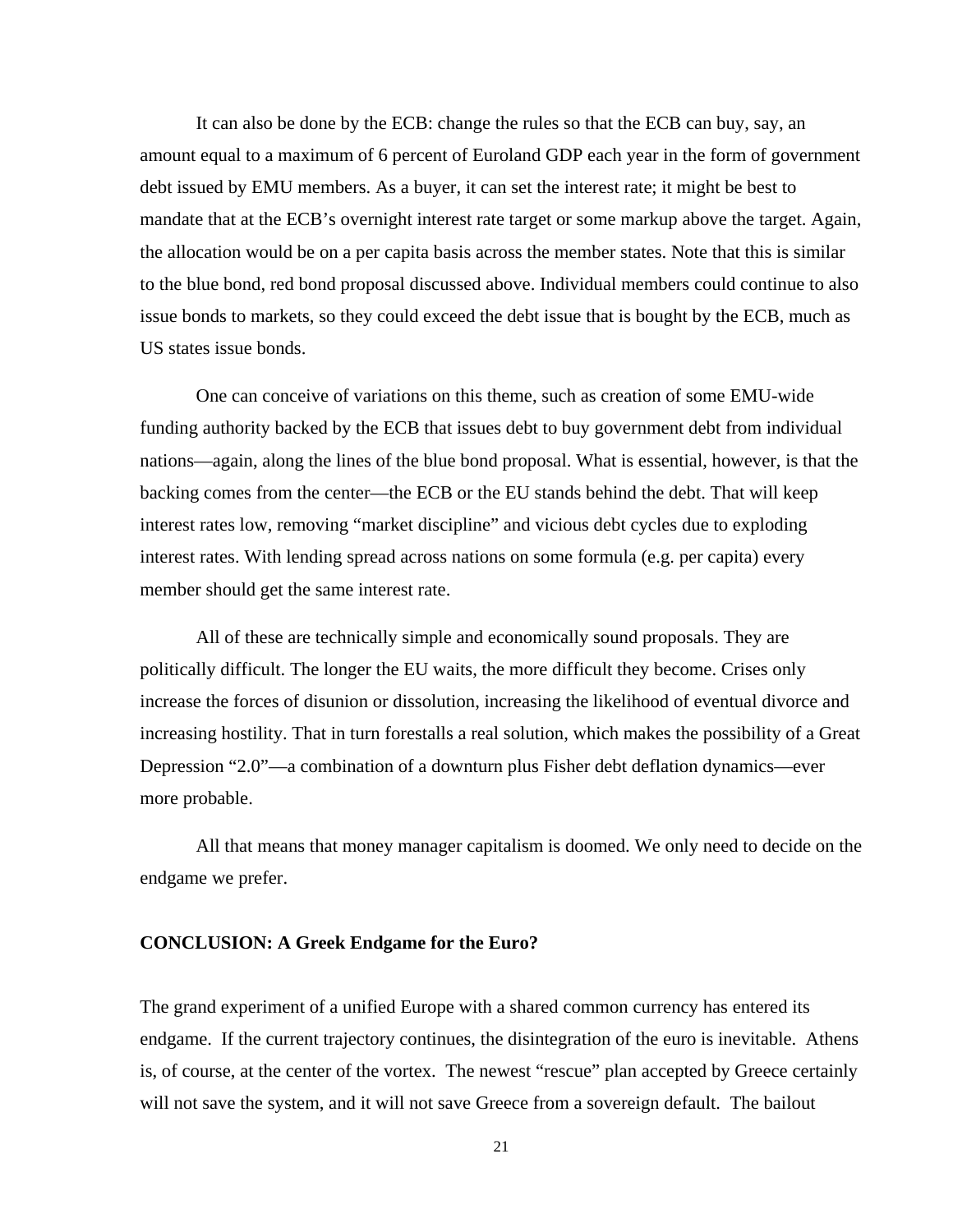It can also be done by the ECB: change the rules so that the ECB can buy, say, an amount equal to a maximum of 6 percent of Euroland GDP each year in the form of government debt issued by EMU members. As a buyer, it can set the interest rate; it might be best to mandate that at the ECB's overnight interest rate target or some markup above the target. Again, the allocation would be on a per capita basis across the member states. Note that this is similar to the blue bond, red bond proposal discussed above. Individual members could continue to also issue bonds to markets, so they could exceed the debt issue that is bought by the ECB, much as US states issue bonds.

One can conceive of variations on this theme, such as creation of some EMU-wide funding authority backed by the ECB that issues debt to buy government debt from individual nations—again, along the lines of the blue bond proposal. What is essential, however, is that the backing comes from the center—the ECB or the EU stands behind the debt. That will keep interest rates low, removing "market discipline" and vicious debt cycles due to exploding interest rates. With lending spread across nations on some formula (e.g. per capita) every member should get the same interest rate.

All of these are technically simple and economically sound proposals. They are politically difficult. The longer the EU waits, the more difficult they become. Crises only increase the forces of disunion or dissolution, increasing the likelihood of eventual divorce and increasing hostility. That in turn forestalls a real solution, which makes the possibility of a Great Depression "2.0"—a combination of a downturn plus Fisher debt deflation dynamics—ever more probable.

All that means that money manager capitalism is doomed. We only need to decide on the endgame we prefer.

## CONCLUSION: A Greek Endgame for the Euro?

The grand experiment of a unified Europe with a shared common currency has entered its endgame. If the current trajectory continues, the disintegration of the euro is inevitable. Athens is, of course, at the center of the vortex. The newest "rescue" plan accepted by Greece certainly will not save the system, and it will not save Greece from a sovereign default. The bailout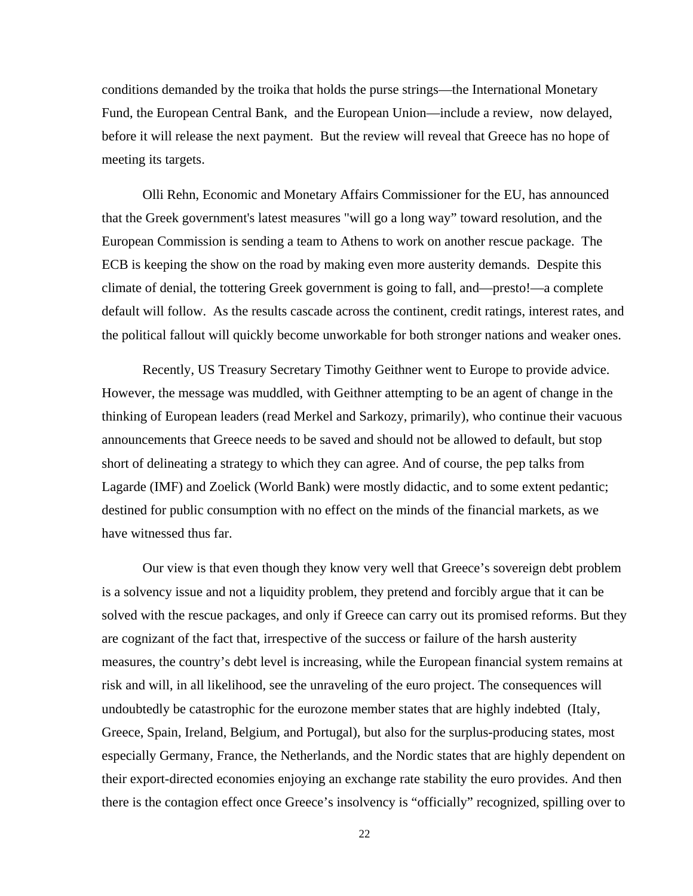conditions demanded by the troika that holds the purse strings—the International Monetary Fund, the European Central Bank, and the European Union—include a review, now delayed, before it will release the next payment. But the review will reveal that Greece has no hope of meeting its targets.

Olli Rehn, Economic and Monetary Affairs Commissioner for the EU, has announced that the Greek government's latest measures "will go a long way" toward resolution, and the European Commission is sending a team to Athens to work on another rescue package. The ECB is keeping the show on the road by making even more austerity demands. Despite this climate of denial, the tottering Greek government is going to fall, and—presto!—a complete default will follow. As the results cascade across the continent, credit ratings, interest rates, and the political fallout will quickly become unworkable for both stronger nations and weaker ones.

Recently, US Treasury Secretary Timothy Geithner went to Europe to provide advice. However, the message was muddled, with Geithner attempting to be an agent of change in the thinking of European leaders (read Merkel and Sarkozy, primarily), who continue their vacuous announcements that Greece needs to be saved and should not be allowed to default, but stop short of delineating a strategy to which they can agree. And of course, the pep talks from Lagarde (IMF) and Zoelick (World Bank) were mostly didactic, and to some extent pedantic; destined for public consumption with no effect on the minds of the financial markets, as we have witnessed thus far.

Our view is that even though they know very well that Greece's sovereign debt problem is a solvency issue and not a liquidity problem, they pretend and forcibly argue that it can be solved with the rescue packages, and only if Greece can carry out its promised reforms. But they are cognizant of the fact that, irrespective of the success or failure of the harsh austerity measures, the country's debt level is increasing, while the European financial system remains at risk and will, in all likelihood, see the unraveling of the euro project. The consequences will undoubtedly be catastrophic for the eurozone member states that are highly indebted (Italy, Greece, Spain, Ireland, Belgium, and Portugal), but also for the surplus-producing states, most especially Germany, France, the Netherlands, and the Nordic states that are highly dependent on their export-directed economies enjoying an exchange rate stability the euro provides. And then there is the contagion effect once Greece's insolvency is "officially" recognized, spilling over to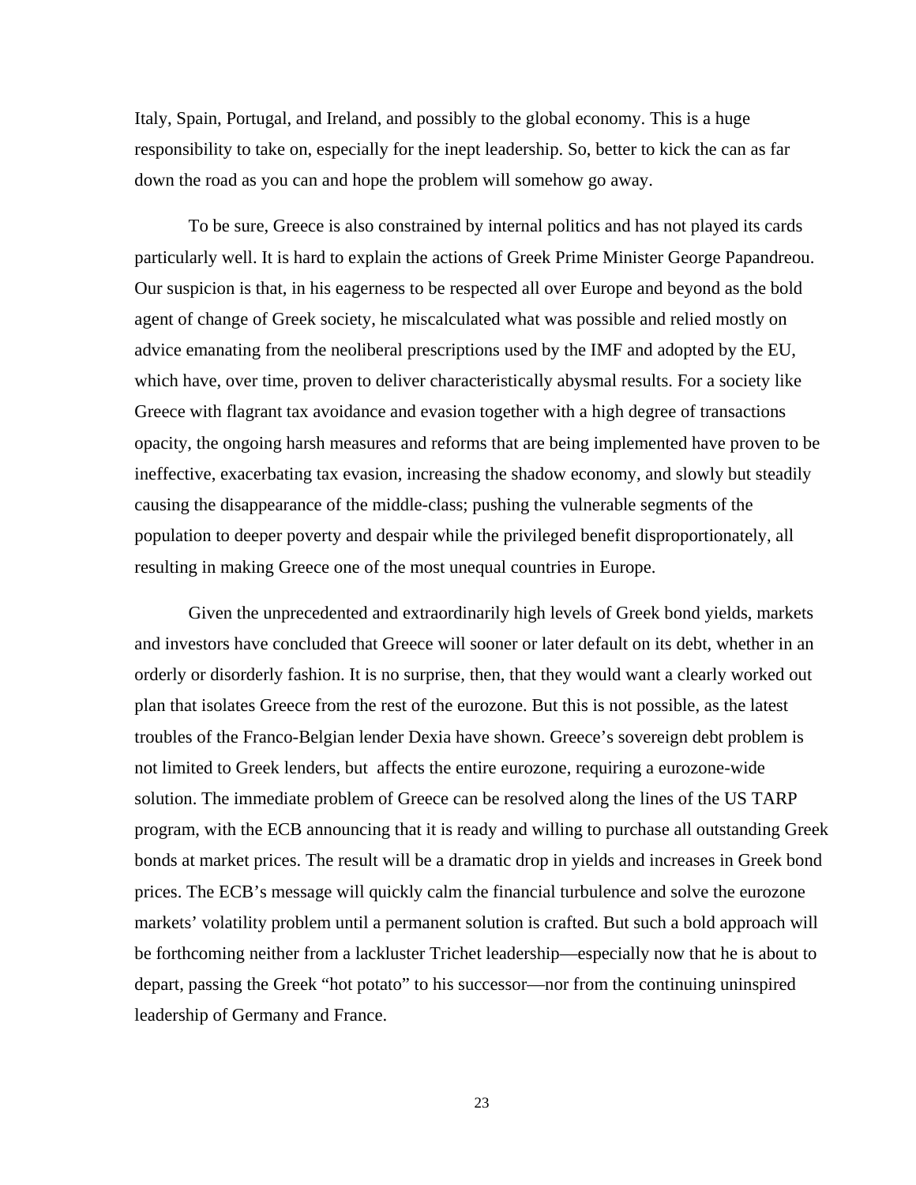Italy, Spain, Portugal, and Ireland, and possibly to the global economy. This is a huge responsibility to take on, especially for the inept leadership. So, better to kick the can as far down the road as you can and hope the problem will somehow go away.

To be sure, Greece is also constrained by internal politics and has not played its cards particularly well. It is hard to explain the actions of Greek Prime Minister George Papandreou. Our suspicion is that, in his eagerness to be respected all over Europe and beyond as the bold agent of change of Greek society, he miscalculated what was possible and relied mostly on advice emanating from the neoliberal prescriptions used by the IMF and adopted by the EU, which have, over time, proven to deliver characteristically abysmal results. For a society like Greece with flagrant tax avoidance and evasion together with a high degree of transactions opacity, the ongoing harsh measures and reforms that are being implemented have proven to be ineffective, exacerbating tax evasion, increasing the shadow economy, and slowly but steadily causing the disappearance of the middle-class; pushing the vulnerable segments of the population to deeper poverty and despair while the privileged benefit disproportionately, all resulting in making Greece one of the most unequal countries in Europe.

Given the unprecedented and extraordinarily high levels of Greek bond yields, markets and investors have concluded that Greece will sooner or later default on its debt, whether in an orderly or disorderly fashion. It is no surprise, then, that they would want a clearly worked out plan that isolates Greece from the rest of the eurozone. But this is not possible, as the latest troubles of the Franco-Belgian lender Dexia have shown. Greece's sovereign debt problem is not limited to Greek lenders, but affects the entire eurozone, requiring a eurozone-wide solution. The immediate problem of Greece can be resolved along the lines of the US TARP program, with the ECB announcing that it is ready and willing to purchase all outstanding Greek bonds at market prices. The result will be a dramatic drop in yields and increases in Greek bond prices. The ECB's message will quickly calm the financial turbulence and solve the eurozone markets' volatility problem until a permanent solution is crafted. But such a bold approach will be forthcoming neither from a lackluster Trichet leadership—especially now that he is about to depart, passing the Greek "hot potato" to his successor—nor from the continuing uninspired leadership of Germany and France.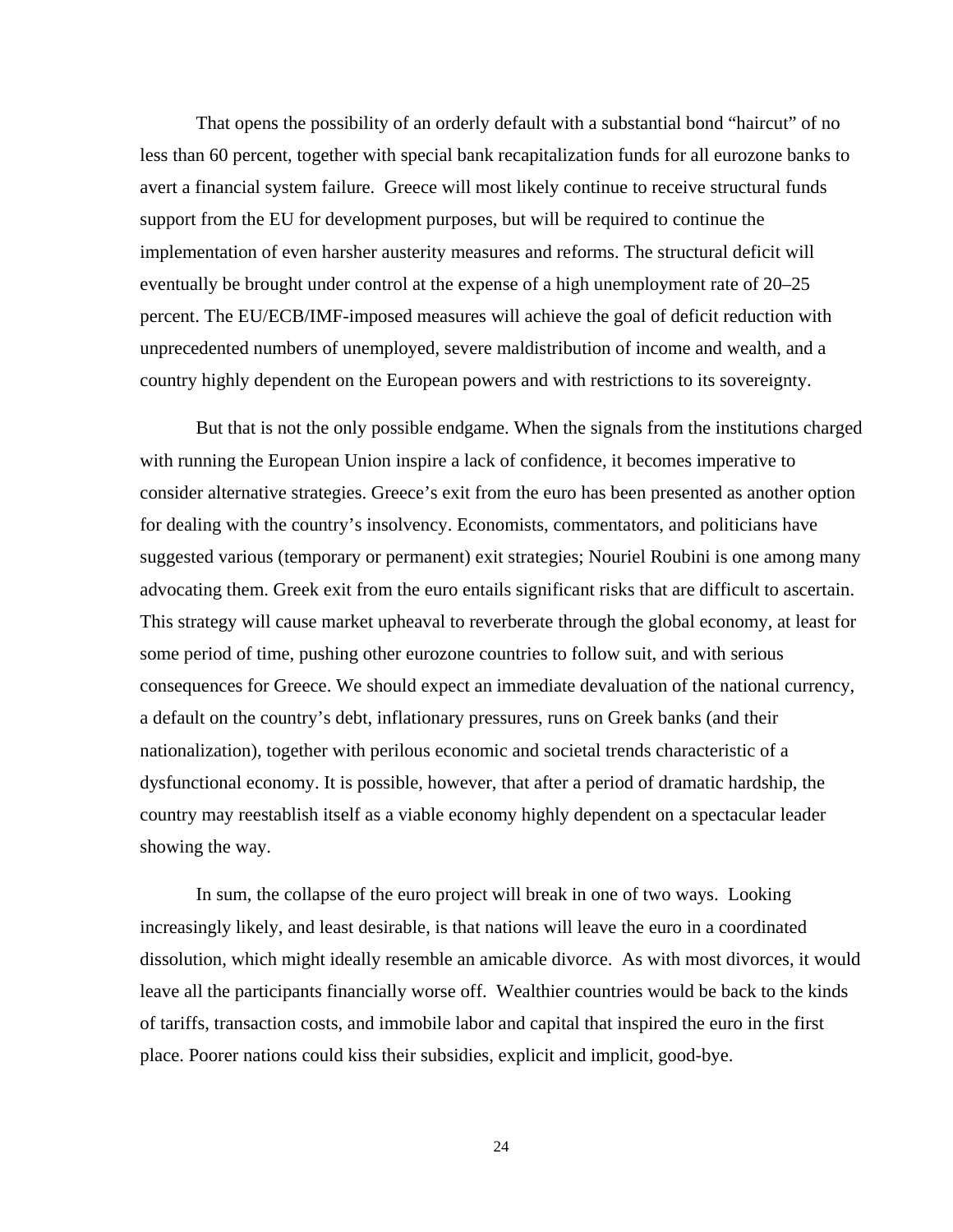That opens the possibility of an orderly default with a substantial bond "haircut" of no less than 60 percent, together with special bank recapitalization funds for all eurozone banks to avert a financial system failure. Greece will most likely continue to receive structural funds support from the EU for development purposes, but will be required to continue the implementation of even harsher austerity measures and reforms. The structural deficit will eventually be brought under control at the expense of a high unemployment rate of 20–25 percent. The EU/ECB/IMF-imposed measures will achieve the goal of deficit reduction with unprecedented numbers of unemployed, severe maldistribution of income and wealth, and a country highly dependent on the European powers and with restrictions to its sovereignty.

But that is not the only possible endgame. When the signals from the institutions charged with running the European Union inspire a lack of confidence, it becomes imperative to consider alternative strategies. Greece's exit from the euro has been presented as another option for dealing with the country's insolvency. Economists, commentators, and politicians have suggested various (temporary or permanent) exit strategies; Nouriel Roubini is one among many advocating them. Greek exit from the euro entails significant risks that are difficult to ascertain. This strategy will cause market upheaval to reverberate through the global economy, at least for some period of time, pushing other eurozone countries to follow suit, and with serious consequences for Greece. We should expect an immediate devaluation of the national currency, a default on the country's debt, inflationary pressures, runs on Greek banks (and their nationalization), together with perilous economic and societal trends characteristic of a dysfunctional economy. It is possible, however, that after a period of dramatic hardship, the country may reestablish itself as a viable economy highly dependent on a spectacular leader showing the way.

In sum, the collapse of the euro project will break in one of two ways. Looking increasingly likely, and least desirable, is that nations will leave the euro in a coordinated dissolution, which might ideally resemble an amicable divorce. As with most divorces, it would leave all the participants financially worse off. Wealthier countries would be back to the kinds of tariffs, transaction costs, and immobile labor and capital that inspired the euro in the first place. Poorer nations could kiss their subsidies, explicit and implicit, good-bye.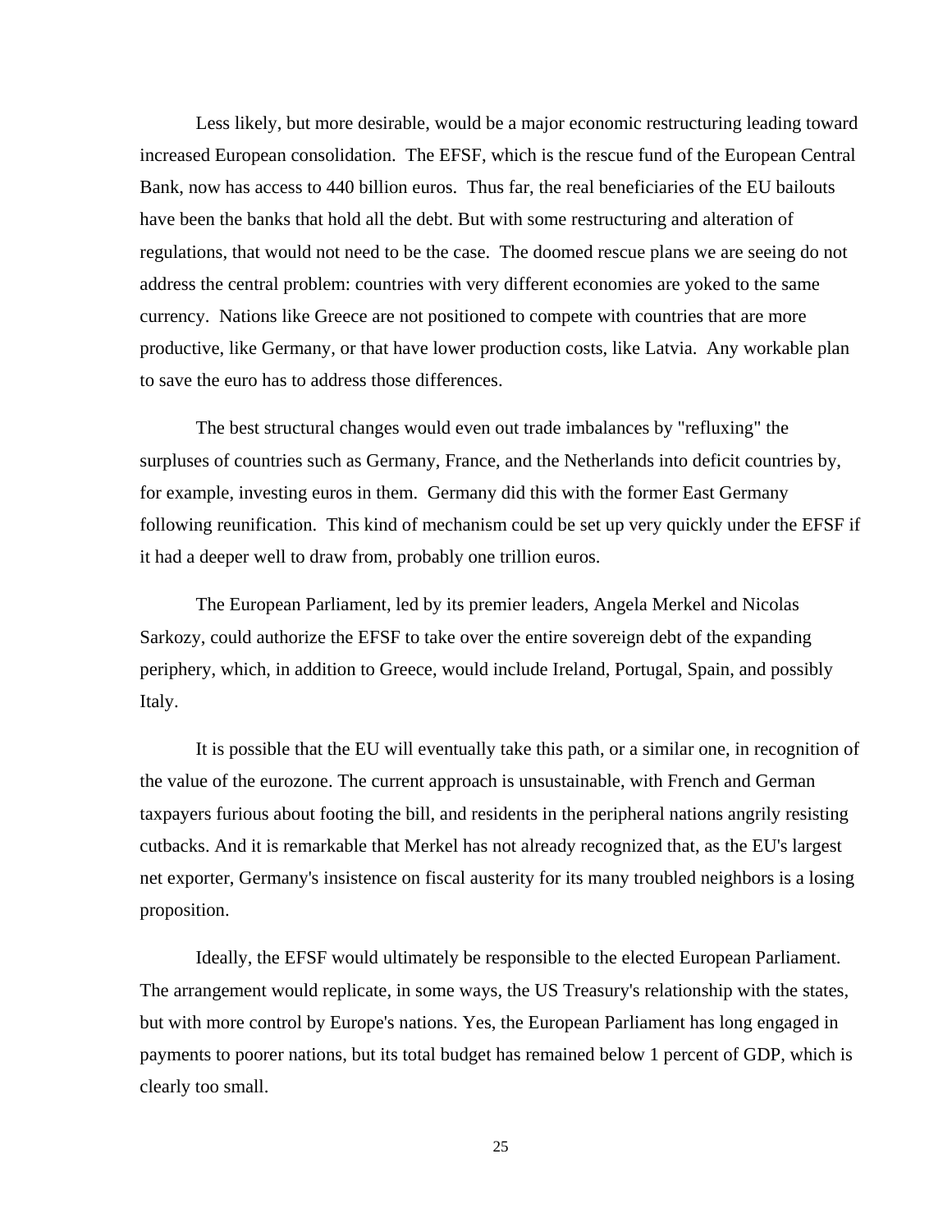Less likely, but more desirable, would be a major economic restructuring leading toward increased European consolidation. The EFSF, which is the rescue fund of the European Central Bank, now has access to 440 billion euros. Thus far, the real beneficiaries of the EU bailouts have been the banks that hold all the debt. But with some restructuring and alteration of regulations, that would not need to be the case. The doomed rescue plans we are seeing do not address the central problem: countries with very different economies are yoked to the same currency. Nations like Greece are not positioned to compete with countries that are more productive, like Germany, or that have lower production costs, like Latvia. Any workable plan to save the euro has to address those differences.

The best structural changes would even out trade imbalances by "refluxing" the surpluses of countries such as Germany, France, and the Netherlands into deficit countries by, for example, investing euros in them. Germany did this with the former East Germany following reunification. This kind of mechanism could be set up very quickly under the EFSF if it had a deeper well to draw from, probably one trillion euros.

The European Parliament, led by its premier leaders, Angela Merkel and Nicolas Sarkozy, could authorize the EFSF to take over the entire sovereign debt of the expanding periphery, which, in addition to Greece, would include Ireland, Portugal, Spain, and possibly Italy.

It is possible that the EU will eventually take this path, or a similar one, in recognition of the value of the eurozone. The current approach is unsustainable, with French and German taxpayers furious about footing the bill, and residents in the peripheral nations angrily resisting cutbacks. And it is remarkable that Merkel has not already recognized that, as the EU's largest net exporter, Germany's insistence on fiscal austerity for its many troubled neighbors is a losing proposition.

Ideally, the EFSF would ultimately be responsible to the elected European Parliament. The arrangement would replicate, in some ways, the US Treasury's relationship with the states, but with more control by Europe's nations. Yes, the European Parliament has long engaged in payments to poorer nations, but its total budget has remained below 1 percent of GDP, which is clearly too small.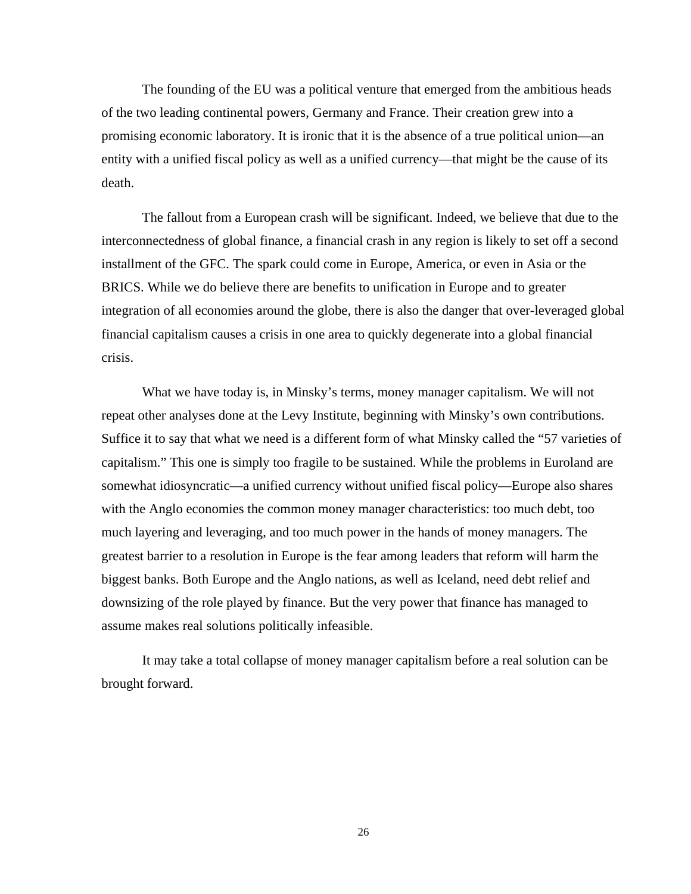The founding of the EU was a political venture that emerged from the ambitious heads of the two leading continental powers, Germany and France. Their creation grew into a promising economic laboratory. It is ironic that it is the absence of a true political union—an entity with a unified fiscal policy as well as a unified currency—that might be the cause of its death.

The fallout from a European crash will be significant. Indeed, we believe that due to the interconnectedness of global finance, a financial crash in any region is likely to set off a second installment of the GFC. The spark could come in Europe, America, or even in Asia or the BRICS. While we do believe there are benefits to unification in Europe and to greater integration of all economies around the globe, there is also the danger that over-leveraged global financial capitalism causes a crisis in one area to quickly degenerate into a global financial crisis.

What we have today is, in Minsky's terms, money manager capitalism. We will not repeat other analyses done at the Levy Institute, beginning with Minsky's own contributions. Suffice it to say that what we need is a different form of what Minsky called the "57 varieties of capitalism." This one is simply too fragile to be sustained. While the problems in Euroland are somewhat idiosyncratic—a unified currency without unified fiscal policy—Europe also shares with the Anglo economies the common money manager characteristics: too much debt, too much layering and leveraging, and too much power in the hands of money managers. The greatest barrier to a resolution in Europe is the fear among leaders that reform will harm the biggest banks. Both Europe and the Anglo nations, as well as Iceland, need debt relief and downsizing of the role played by finance. But the very power that finance has managed to assume makes real solutions politically infeasible.

It may take a total collapse of money manager capitalism before a real solution can be brought forward.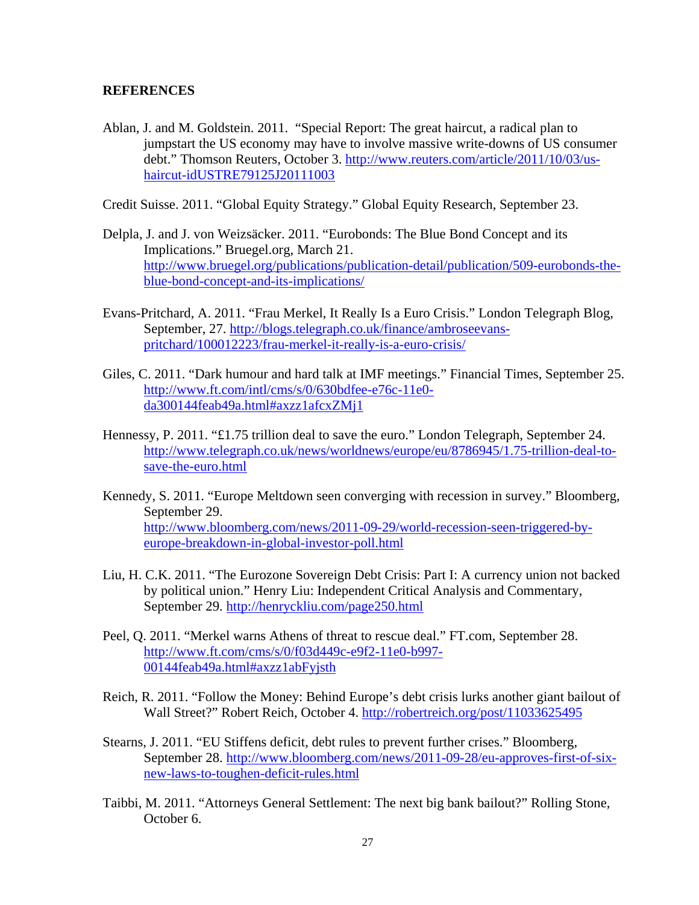## REFERENCES

Ablan, J. and M. Goldstein. 2011. "Special Report: The great haircut, a radical plan to jumpstart the US economy may have to involve massive write-downs of US consumer debt." Thomson Reuters, October 3. http://www.reuters.com/article/2011/10/03/us-haircut-idUSTRE79125J20111003

Credit Suisse. 2011. "Global Equity Strategy." Global Equity Research, September 23.

Delpla, J. and J. von Weizsäcker. 2011. "Eurobonds: The Blue Bond Concept and its Implications." Bruegel.org, March 21. http://www.bruegel.org/publications/publication-detail/publication/509-eurobonds-the-blue-bond-concept-and-its-implications/

Evans-Pritchard, A. 2011. "Frau Merkel, It Really Is a Euro Crisis." London Telegraph Blog, September, 27. http://blogs.telegraph.co.uk/finance/ambroseevans-pritchard/100012223/frau-merkel-it-really-is-a-euro-crisis/

Giles, C. 2011. "Dark humour and hard talk at IMF meetings." Financial Times, September 25. http://www.ft.com/intl/cms/s/0/630bdfee-e76c-11e0-da300144feab49a.html#axzz1afcxZMj1

Hennessy, P. 2011. "£1.75 trillion deal to save the euro." London Telegraph, September 24. http://www.telegraph.co.uk/news/worldnews/europe/eu/8786945/1.75-trillion-deal-to-save-the-euro.html

Kennedy, S. 2011. "Europe Meltdown seen converging with recession in survey." Bloomberg, September 29. http://www.bloomberg.com/news/2011-09-29/world-recession-seen-triggered-by-europe-breakdown-in-global-investor-poll.html

Liu, H. C.K. 2011. "The Eurozone Sovereign Debt Crisis: Part I: A currency union not backed by political union." Henry Liu: Independent Critical Analysis and Commentary, September 29. http://henryckliu.com/page250.html

Peel, Q. 2011. "Merkel warns Athens of threat to rescue deal." FT.com, September 28. http://www.ft.com/cms/s/0/f03d449c-e9f2-11e0-b997-00144feab49a.html#axzz1abFyjsth

Reich, R. 2011. "Follow the Money: Behind Europe's debt crisis lurks another giant bailout of Wall Street?" Robert Reich, October 4. http://robertreich.org/post/11033625495

Stearns, J. 2011. "EU Stiffens deficit, debt rules to prevent further crises." Bloomberg, September 28. http://www.bloomberg.com/news/2011-09-28/eu-approves-first-of-six-new-laws-to-toughen-deficit-rules.html

Taibbi, M. 2011. "Attorneys General Settlement: The next big bank bailout?" Rolling Stone, October 6.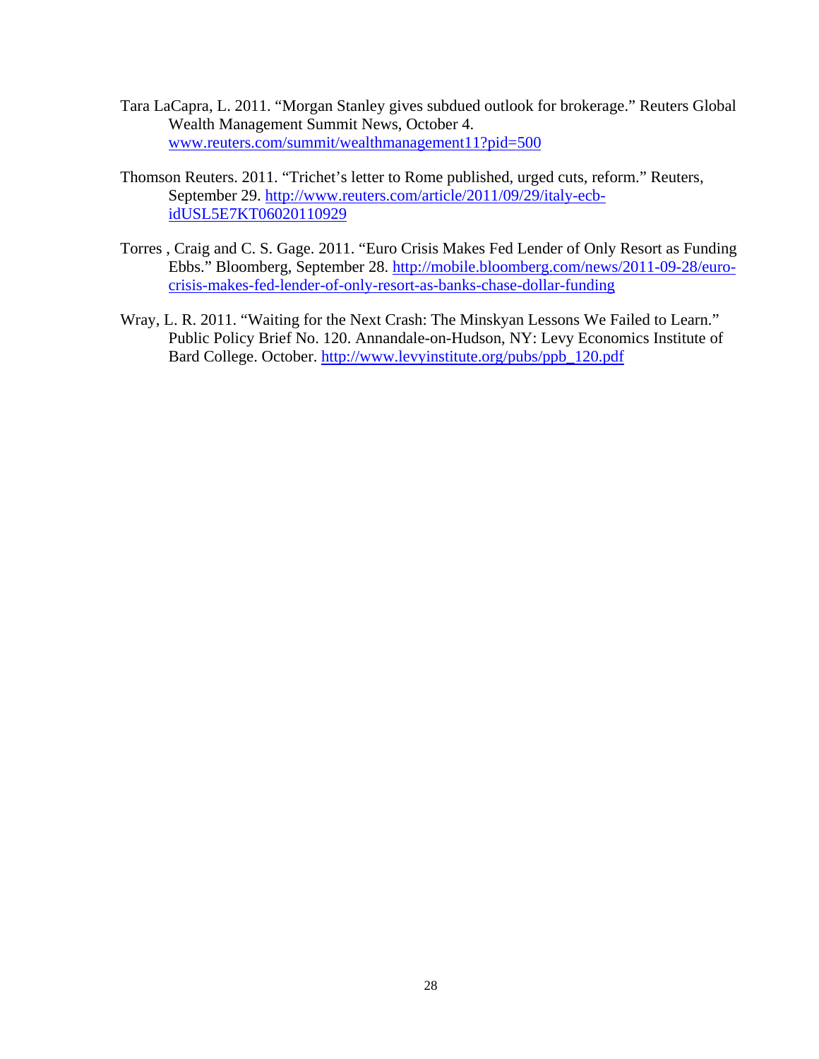Tara LaCapra, L. 2011. "Morgan Stanley gives subdued outlook for brokerage." Reuters Global Wealth Management Summit News, October 4. www.reuters.com/summit/wealthmanagement11?pid=500

Thomson Reuters. 2011. "Trichet's letter to Rome published, urged cuts, reform." Reuters, September 29. http://www.reuters.com/article/2011/09/29/italy-ecb-idUSL5E7KT06020110929

Torres , Craig and C. S. Gage. 2011. "Euro Crisis Makes Fed Lender of Only Resort as Funding Ebbs." Bloomberg, September 28. http://mobile.bloomberg.com/news/2011-09-28/euro-crisis-makes-fed-lender-of-only-resort-as-banks-chase-dollar-funding

Wray, L. R. 2011. "Waiting for the Next Crash: The Minskyan Lessons We Failed to Learn." Public Policy Brief No. 120. Annandale-on-Hudson, NY: Levy Economics Institute of Bard College. October. http://www.levyinstitute.org/pubs/ppb_120.pdf